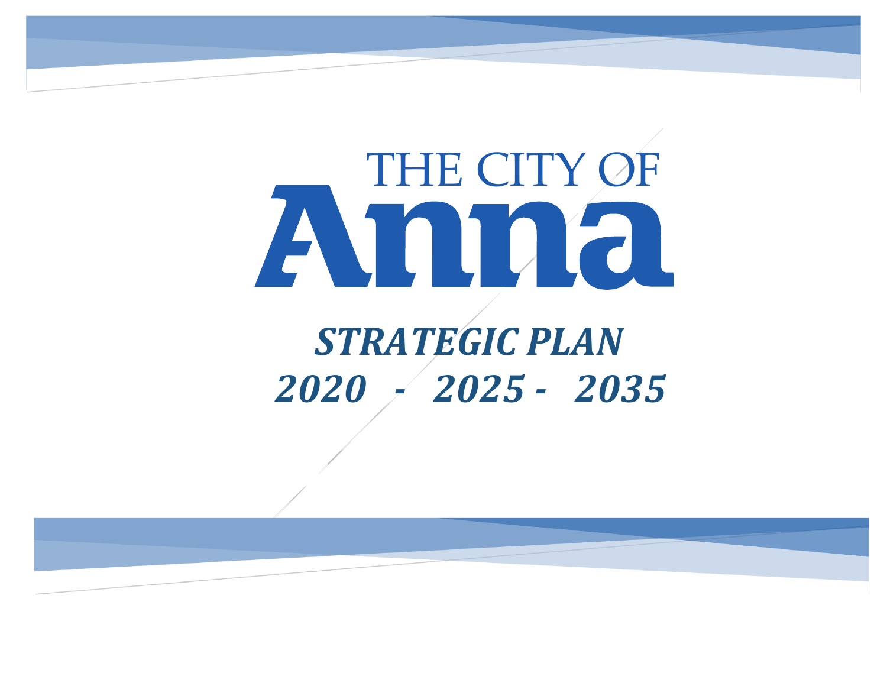# THE CITY OF Anna

## *STRATEGIC PLAN*

## *2020 - 2025 - 2035*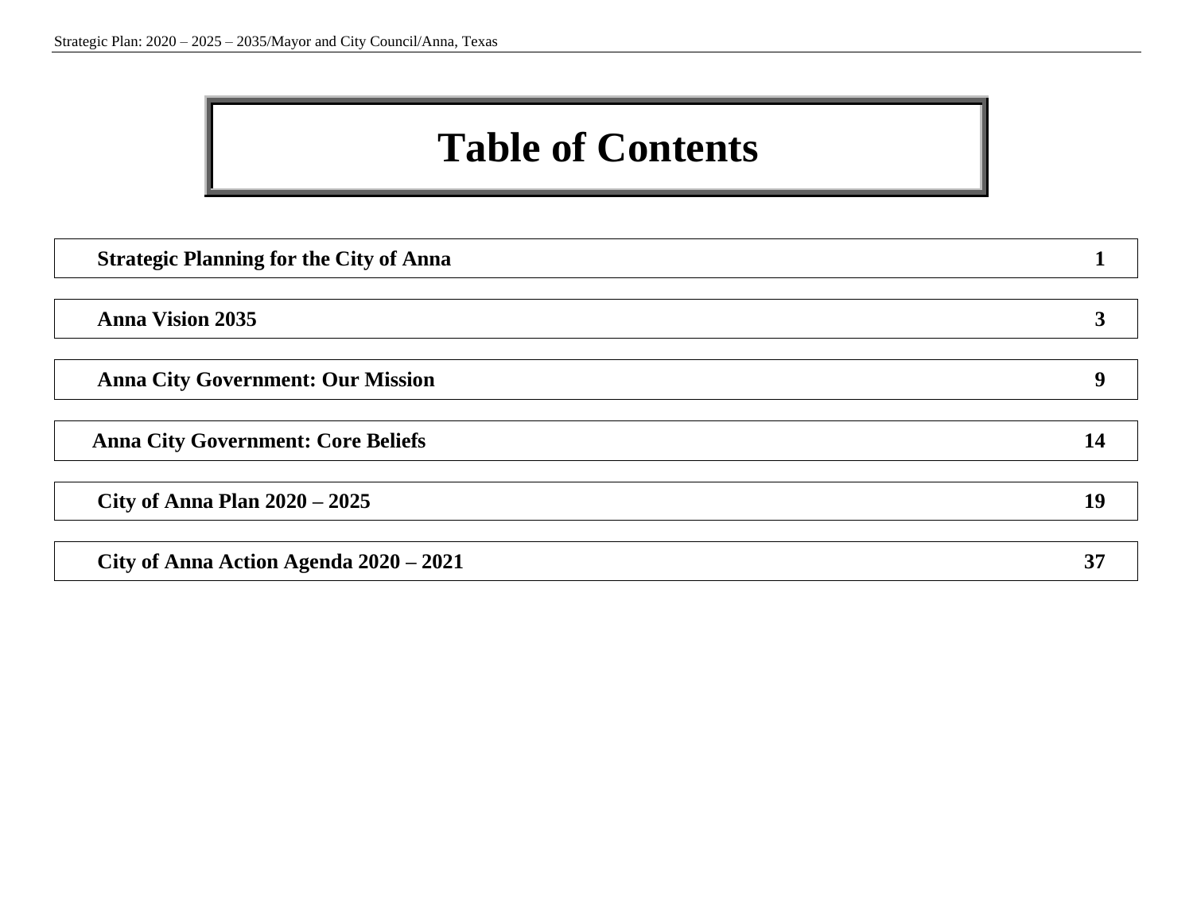# Table of Contents

| | |
|---|---|
| **Strategic Planning for the City of Anna** | **1** |
| **Anna Vision 2035** | **3** |
| **Anna City Government: Our Mission** | **9** |
| **Anna City Government: Core Beliefs** | **14** |
| **City of Anna Plan 2020 – 2025** | **19** |
| **City of Anna Action Agenda 2020 – 2021** | **37** |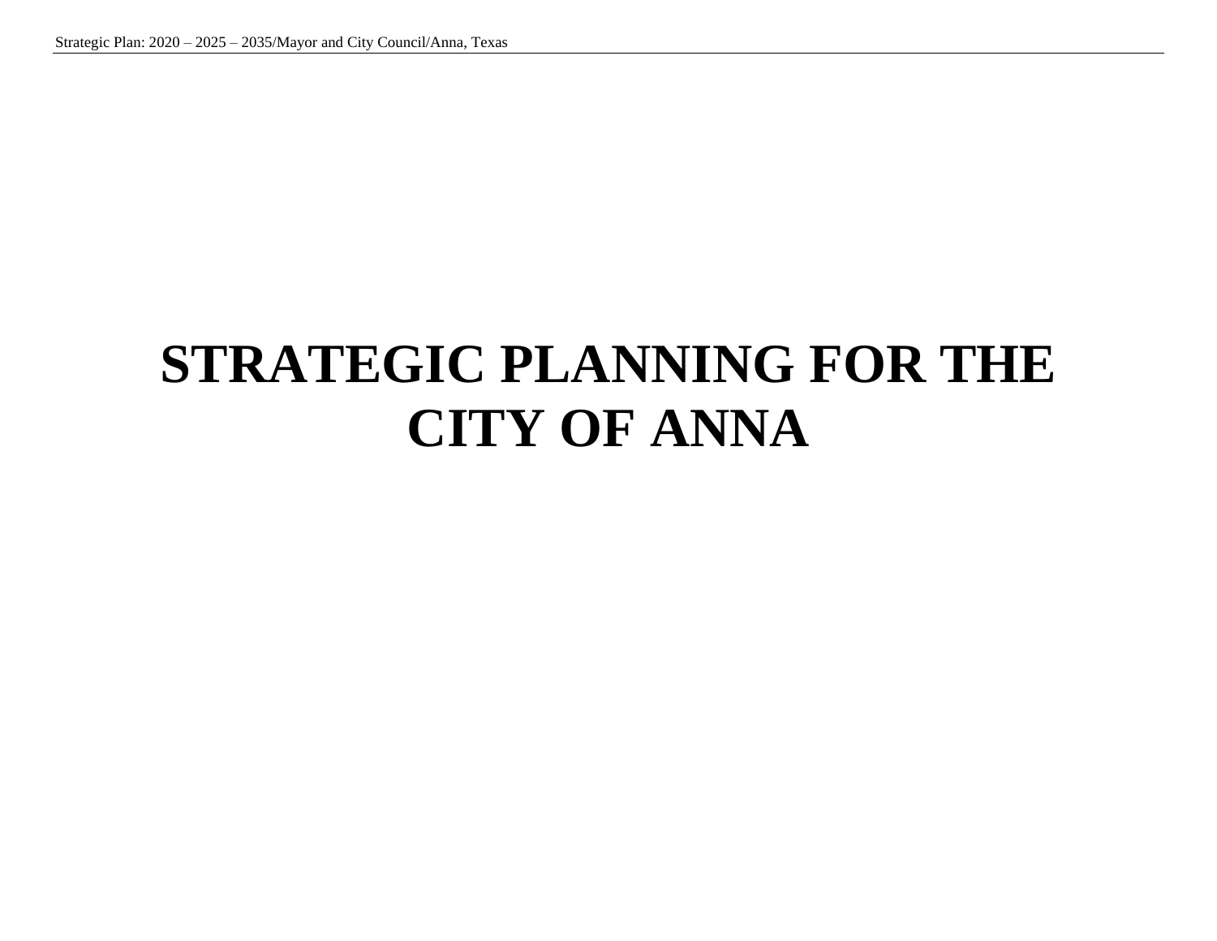# STRATEGIC PLANNING FOR THE CITY OF ANNA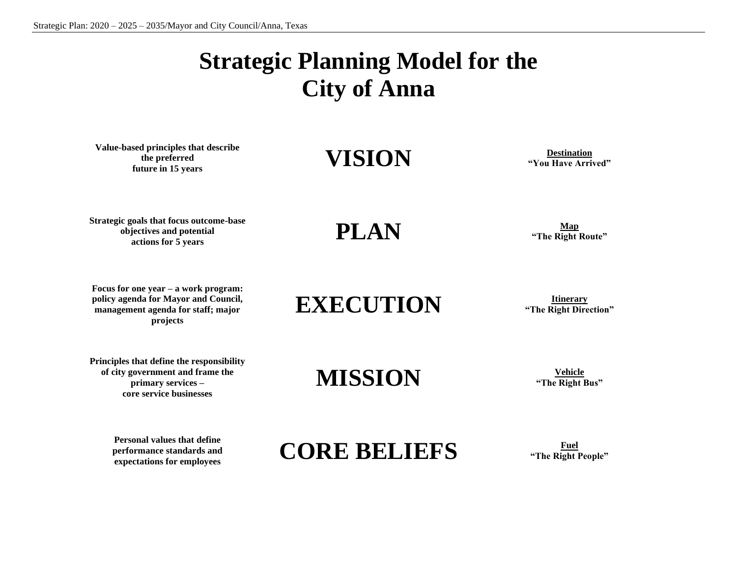# Strategic Planning Model for the City of Anna

| Description | Element | Metaphor |
|---|---|---|
| **Value-based principles that describe the preferred future in 15 years** | **VISION** | **Destination** "You Have Arrived" |
| **Strategic goals that focus outcome-base objectives and potential actions for 5 years** | **PLAN** | **Map** "The Right Route" |
| **Focus for one year – a work program: policy agenda for Mayor and Council, management agenda for staff; major projects** | **EXECUTION** | **Itinerary** "The Right Direction" |
| **Principles that define the responsibility of city government and frame the primary services – core service businesses** | **MISSION** | **Vehicle** "The Right Bus" |
| **Personal values that define performance standards and expectations for employees** | **CORE BELIEFS** | **Fuel** "The Right People" |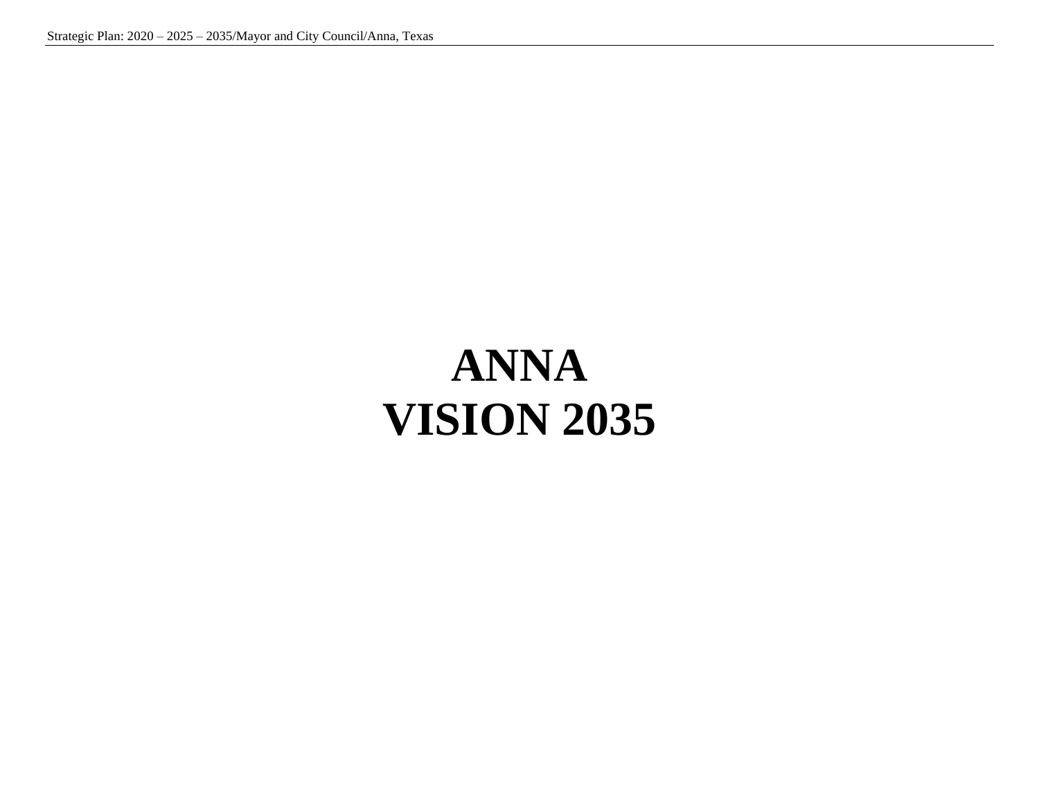# ANNA
# VISION 2035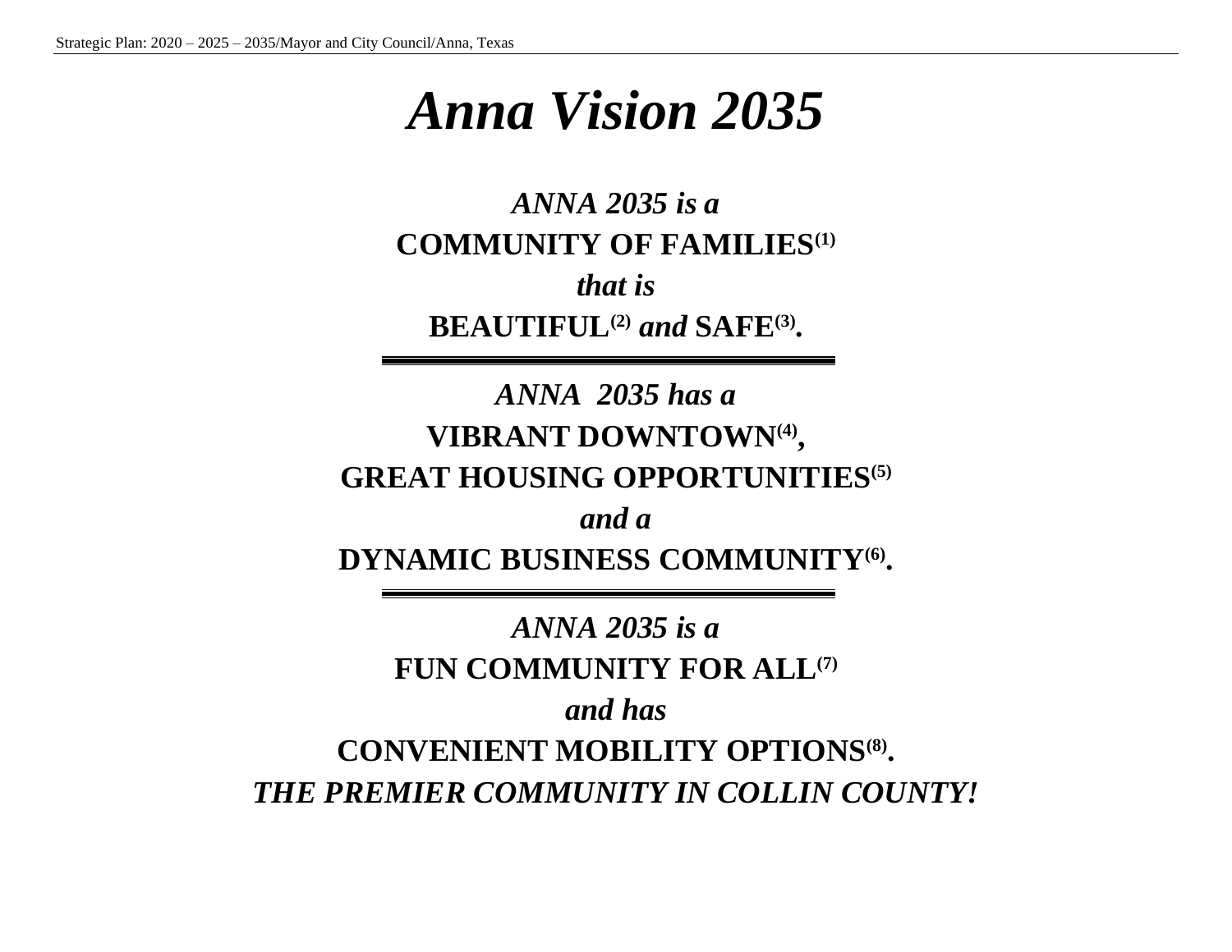# *Anna Vision 2035*

***ANNA 2035 is a***

**COMMUNITY OF FAMILIES[1]**

***that is***

**BEAUTIFUL[2]** ***and*** **SAFE[3].**

---

***ANNA 2035 has a***

**VIBRANT DOWNTOWN[4],**

**GREAT HOUSING OPPORTUNITIES[5]**

***and a***

**DYNAMIC BUSINESS COMMUNITY[6].**

---

***ANNA 2035 is a***

**FUN COMMUNITY FOR ALL[7]**

***and has***

**CONVENIENT MOBILITY OPTIONS[8].**

***THE PREMIER COMMUNITY IN COLLIN COUNTY!***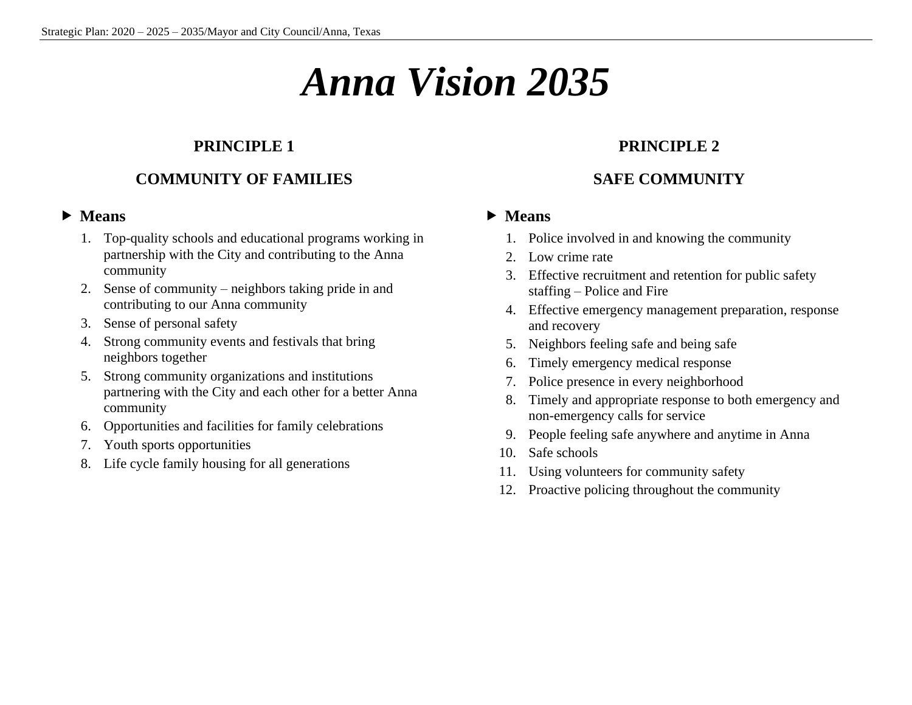# *Anna Vision 2035*

## PRINCIPLE 1

## COMMUNITY OF FAMILIES

- **Means**

1. Top-quality schools and educational programs working in partnership with the City and contributing to the Anna community
2. Sense of community – neighbors taking pride in and contributing to our Anna community
3. Sense of personal safety
4. Strong community events and festivals that bring neighbors together
5. Strong community organizations and institutions partnering with the City and each other for a better Anna community
6. Opportunities and facilities for family celebrations
7. Youth sports opportunities
8. Life cycle family housing for all generations

## PRINCIPLE 2

## SAFE COMMUNITY

- **Means**

1. Police involved in and knowing the community
2. Low crime rate
3. Effective recruitment and retention for public safety staffing – Police and Fire
4. Effective emergency management preparation, response and recovery
5. Neighbors feeling safe and being safe
6. Timely emergency medical response
7. Police presence in every neighborhood
8. Timely and appropriate response to both emergency and non-emergency calls for service
9. People feeling safe anywhere and anytime in Anna
10. Safe schools
11. Using volunteers for community safety
12. Proactive policing throughout the community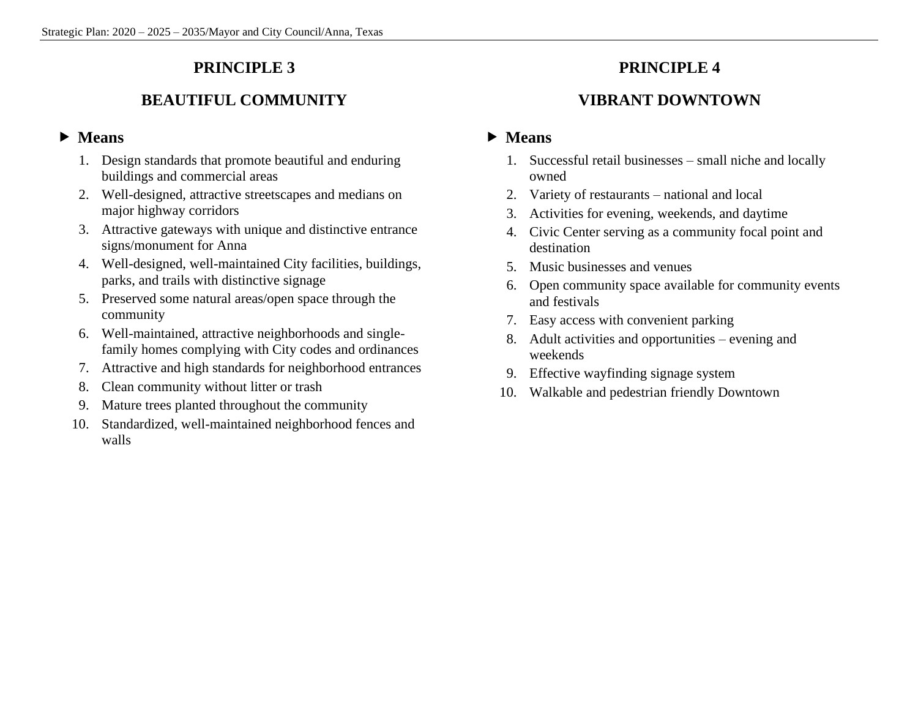## PRINCIPLE 3

## BEAUTIFUL COMMUNITY

- **Means**

1. Design standards that promote beautiful and enduring buildings and commercial areas
2. Well-designed, attractive streetscapes and medians on major highway corridors
3. Attractive gateways with unique and distinctive entrance signs/monument for Anna
4. Well-designed, well-maintained City facilities, buildings, parks, and trails with distinctive signage
5. Preserved some natural areas/open space through the community
6. Well-maintained, attractive neighborhoods and single-family homes complying with City codes and ordinances
7. Attractive and high standards for neighborhood entrances
8. Clean community without litter or trash
9. Mature trees planted throughout the community
10. Standardized, well-maintained neighborhood fences and walls

## PRINCIPLE 4

## VIBRANT DOWNTOWN

- **Means**

1. Successful retail businesses – small niche and locally owned
2. Variety of restaurants – national and local
3. Activities for evening, weekends, and daytime
4. Civic Center serving as a community focal point and destination
5. Music businesses and venues
6. Open community space available for community events and festivals
7. Easy access with convenient parking
8. Adult activities and opportunities – evening and weekends
9. Effective wayfinding signage system
10. Walkable and pedestrian friendly Downtown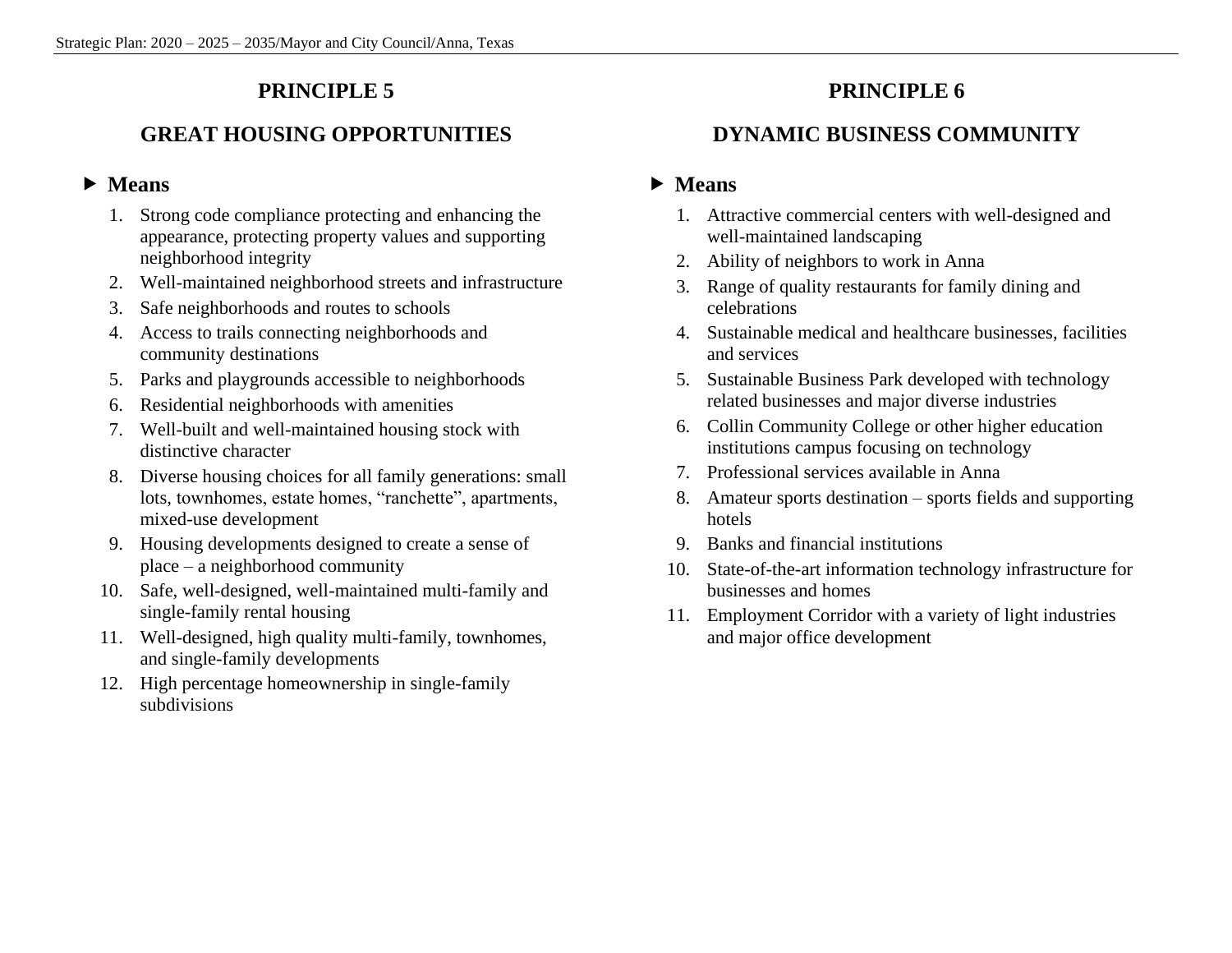## PRINCIPLE 5

## GREAT HOUSING OPPORTUNITIES

### ▶ Means

1. Strong code compliance protecting and enhancing the appearance, protecting property values and supporting neighborhood integrity
2. Well-maintained neighborhood streets and infrastructure
3. Safe neighborhoods and routes to schools
4. Access to trails connecting neighborhoods and community destinations
5. Parks and playgrounds accessible to neighborhoods
6. Residential neighborhoods with amenities
7. Well-built and well-maintained housing stock with distinctive character
8. Diverse housing choices for all family generations: small lots, townhomes, estate homes, "ranchette", apartments, mixed-use development
9. Housing developments designed to create a sense of place – a neighborhood community
10. Safe, well-designed, well-maintained multi-family and single-family rental housing
11. Well-designed, high quality multi-family, townhomes, and single-family developments
12. High percentage homeownership in single-family subdivisions

## PRINCIPLE 6

## DYNAMIC BUSINESS COMMUNITY

### ▶ Means

1. Attractive commercial centers with well-designed and well-maintained landscaping
2. Ability of neighbors to work in Anna
3. Range of quality restaurants for family dining and celebrations
4. Sustainable medical and healthcare businesses, facilities and services
5. Sustainable Business Park developed with technology related businesses and major diverse industries
6. Collin Community College or other higher education institutions campus focusing on technology
7. Professional services available in Anna
8. Amateur sports destination – sports fields and supporting hotels
9. Banks and financial institutions
10. State-of-the-art information technology infrastructure for businesses and homes
11. Employment Corridor with a variety of light industries and major office development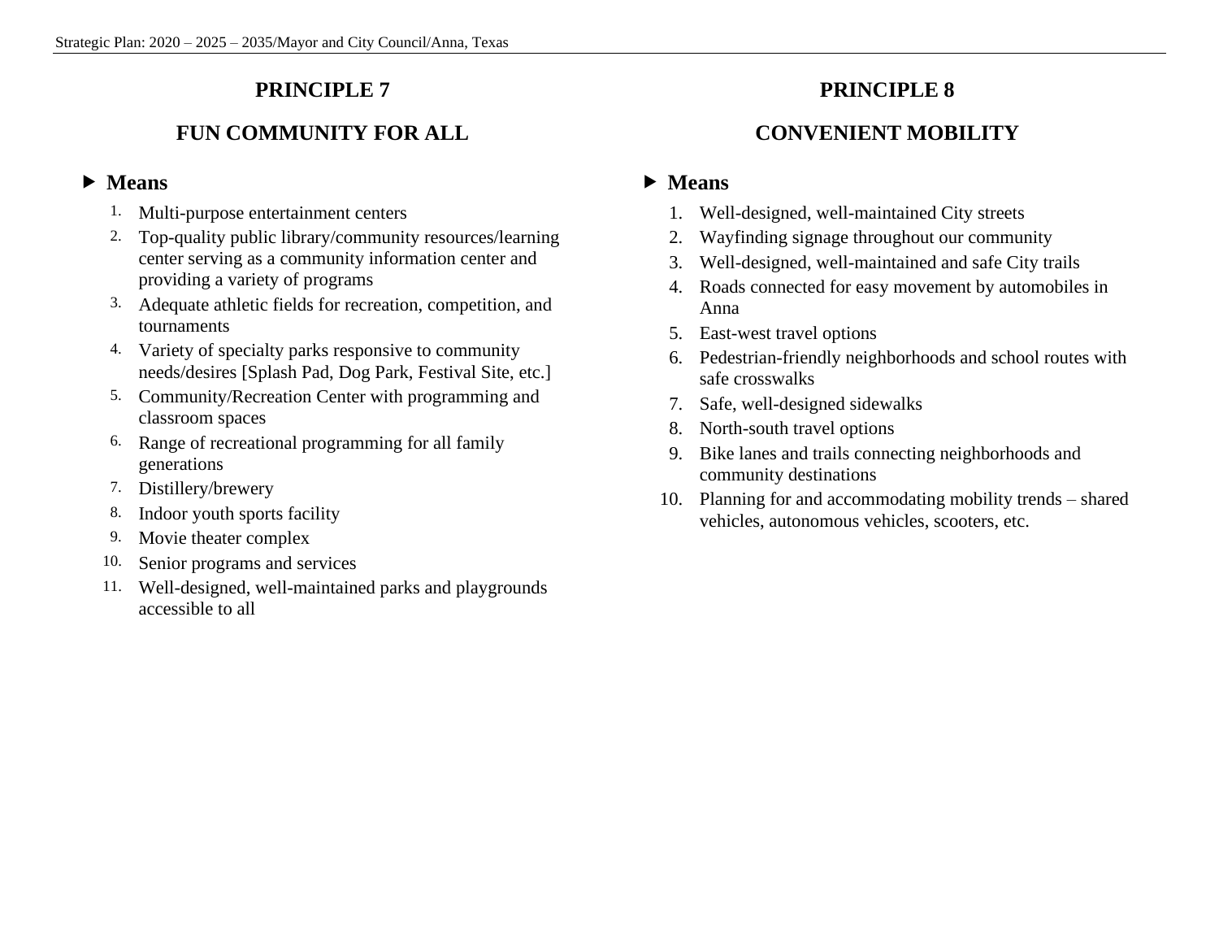## PRINCIPLE 7

## FUN COMMUNITY FOR ALL

### ▶ Means

1. Multi-purpose entertainment centers
2. Top-quality public library/community resources/learning center serving as a community information center and providing a variety of programs
3. Adequate athletic fields for recreation, competition, and tournaments
4. Variety of specialty parks responsive to community needs/desires [Splash Pad, Dog Park, Festival Site, etc.]
5. Community/Recreation Center with programming and classroom spaces
6. Range of recreational programming for all family generations
7. Distillery/brewery
8. Indoor youth sports facility
9. Movie theater complex
10. Senior programs and services
11. Well-designed, well-maintained parks and playgrounds accessible to all

## PRINCIPLE 8

## CONVENIENT MOBILITY

### ▶ Means

1. Well-designed, well-maintained City streets
2. Wayfinding signage throughout our community
3. Well-designed, well-maintained and safe City trails
4. Roads connected for easy movement by automobiles in Anna
5. East-west travel options
6. Pedestrian-friendly neighborhoods and school routes with safe crosswalks
7. Safe, well-designed sidewalks
8. North-south travel options
9. Bike lanes and trails connecting neighborhoods and community destinations
10. Planning for and accommodating mobility trends – shared vehicles, autonomous vehicles, scooters, etc.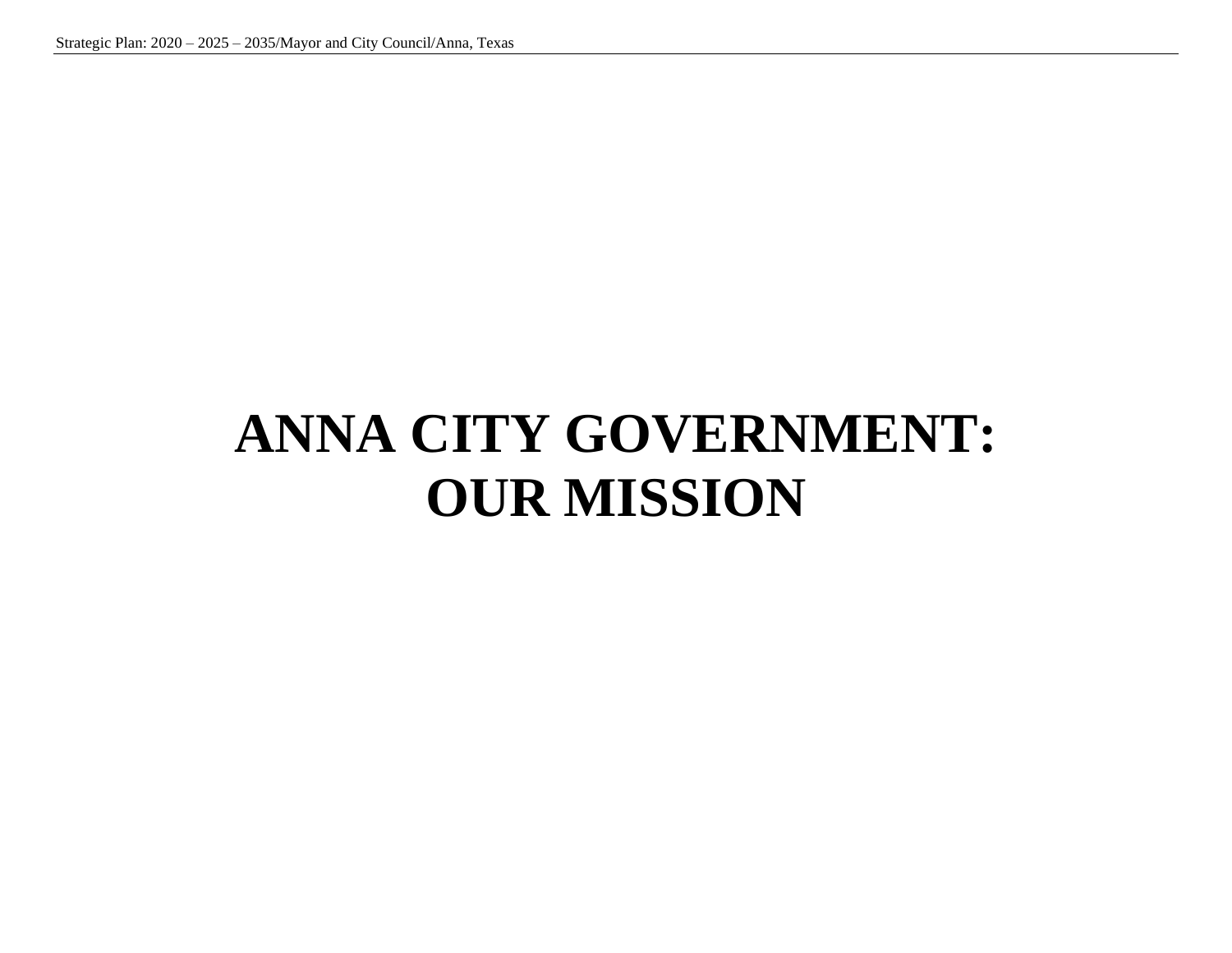# ANNA CITY GOVERNMENT: OUR MISSION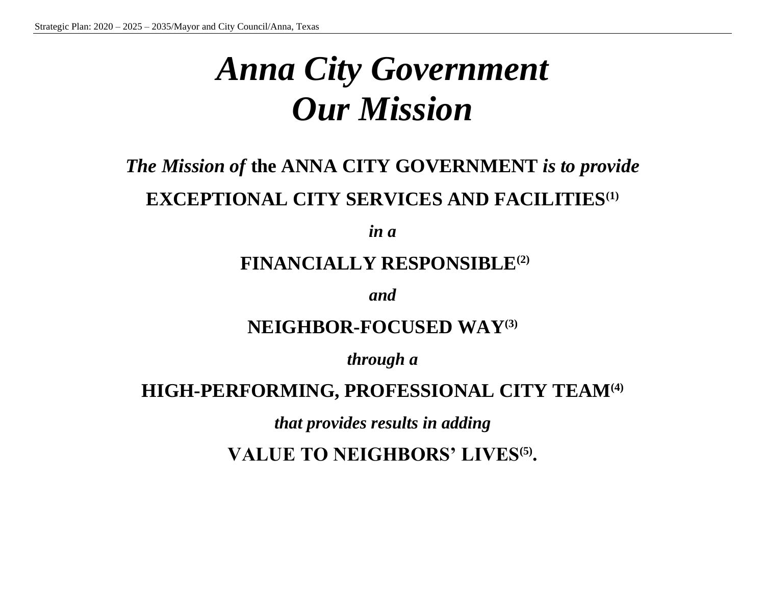# *Anna City Government*
# *Our Mission*

***The Mission of* the ANNA CITY GOVERNMENT *is to provide***

**EXCEPTIONAL CITY SERVICES AND FACILITIES[1]**

***in a***

**FINANCIALLY RESPONSIBLE[2]**

***and***

**NEIGHBOR-FOCUSED WAY[3]**

***through a***

**HIGH-PERFORMING, PROFESSIONAL CITY TEAM[4]**

***that provides results in adding***

**VALUE TO NEIGHBORS' LIVES[5].**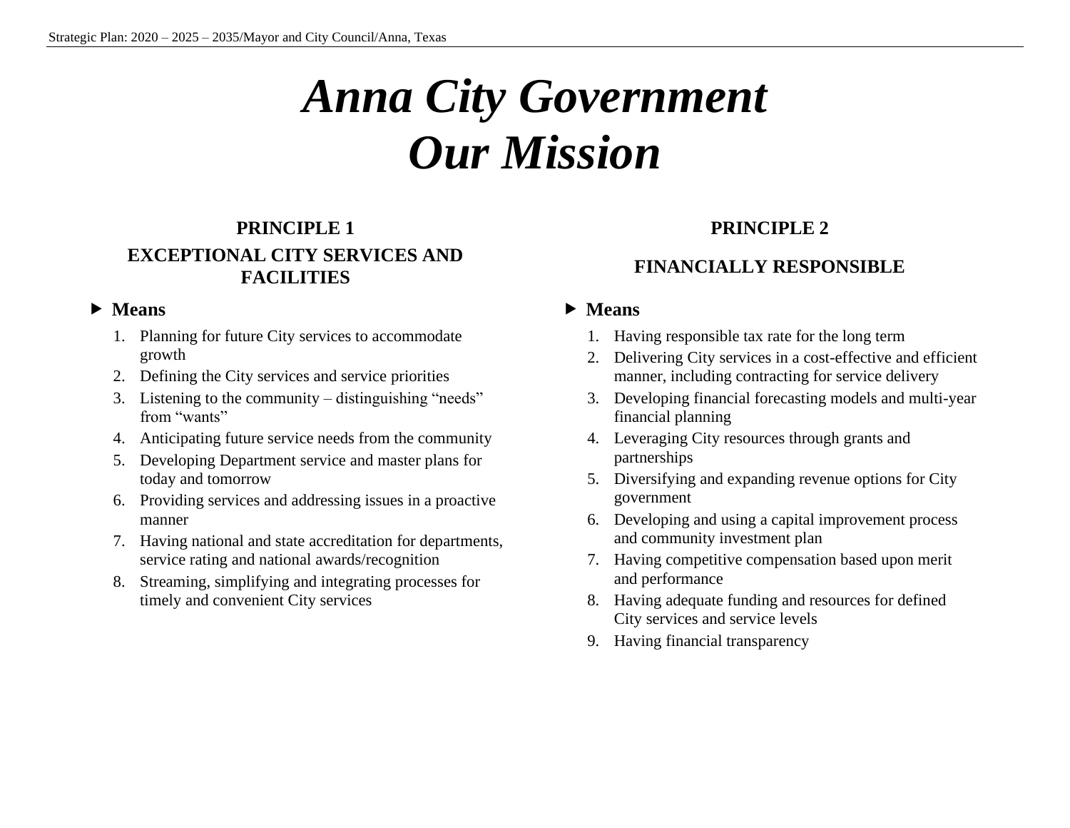# *Anna City Government Our Mission*

## PRINCIPLE 1

### EXCEPTIONAL CITY SERVICES AND FACILITIES

- **Means**
  1. Planning for future City services to accommodate growth
  2. Defining the City services and service priorities
  3. Listening to the community – distinguishing “needs” from “wants”
  4. Anticipating future service needs from the community
  5. Developing Department service and master plans for today and tomorrow
  6. Providing services and addressing issues in a proactive manner
  7. Having national and state accreditation for departments, service rating and national awards/recognition
  8. Streaming, simplifying and integrating processes for timely and convenient City services

## PRINCIPLE 2

### FINANCIALLY RESPONSIBLE

- **Means**
  1. Having responsible tax rate for the long term
  2. Delivering City services in a cost-effective and efficient manner, including contracting for service delivery
  3. Developing financial forecasting models and multi-year financial planning
  4. Leveraging City resources through grants and partnerships
  5. Diversifying and expanding revenue options for City government
  6. Developing and using a capital improvement process and community investment plan
  7. Having competitive compensation based upon merit and performance
  8. Having adequate funding and resources for defined City services and service levels
  9. Having financial transparency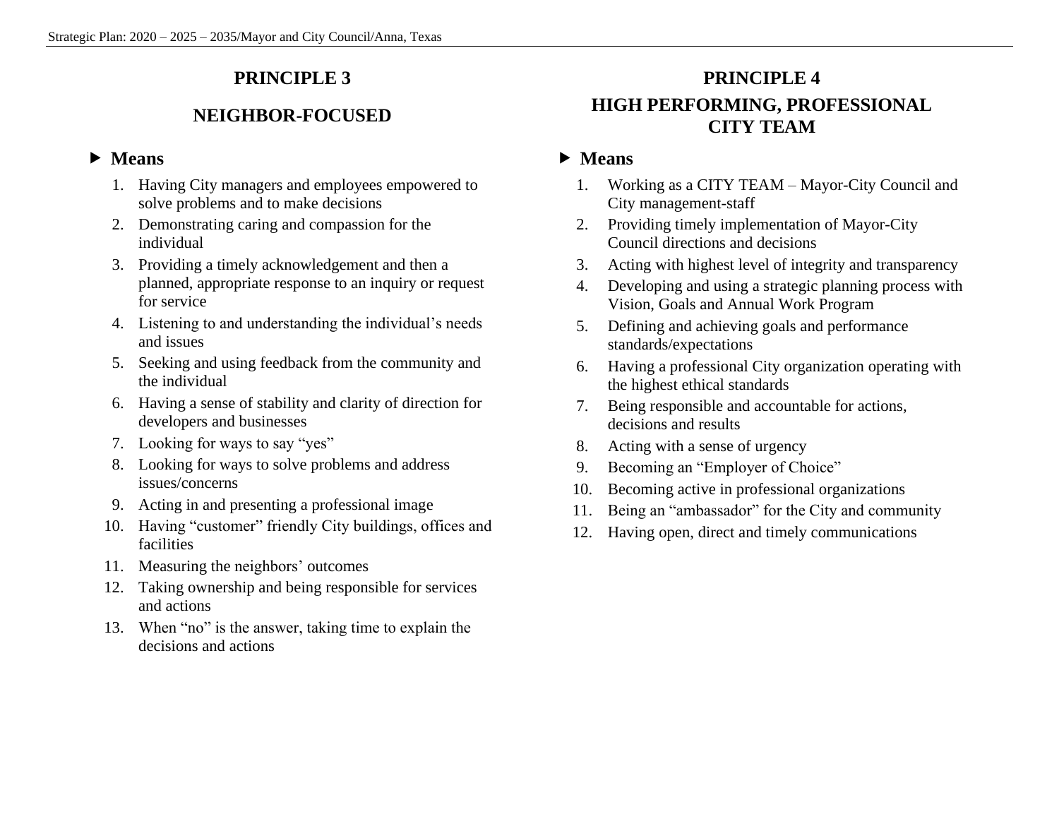## PRINCIPLE 3

## NEIGHBOR-FOCUSED

### ▶ Means

1. Having City managers and employees empowered to solve problems and to make decisions
2. Demonstrating caring and compassion for the individual
3. Providing a timely acknowledgement and then a planned, appropriate response to an inquiry or request for service
4. Listening to and understanding the individual's needs and issues
5. Seeking and using feedback from the community and the individual
6. Having a sense of stability and clarity of direction for developers and businesses
7. Looking for ways to say "yes"
8. Looking for ways to solve problems and address issues/concerns
9. Acting in and presenting a professional image
10. Having "customer" friendly City buildings, offices and facilities
11. Measuring the neighbors' outcomes
12. Taking ownership and being responsible for services and actions
13. When "no" is the answer, taking time to explain the decisions and actions

## PRINCIPLE 4

## HIGH PERFORMING, PROFESSIONAL CITY TEAM

### ▶ Means

1. Working as a CITY TEAM – Mayor-City Council and City management-staff
2. Providing timely implementation of Mayor-City Council directions and decisions
3. Acting with highest level of integrity and transparency
4. Developing and using a strategic planning process with Vision, Goals and Annual Work Program
5. Defining and achieving goals and performance standards/expectations
6. Having a professional City organization operating with the highest ethical standards
7. Being responsible and accountable for actions, decisions and results
8. Acting with a sense of urgency
9. Becoming an "Employer of Choice"
10. Becoming active in professional organizations
11. Being an "ambassador" for the City and community
12. Having open, direct and timely communications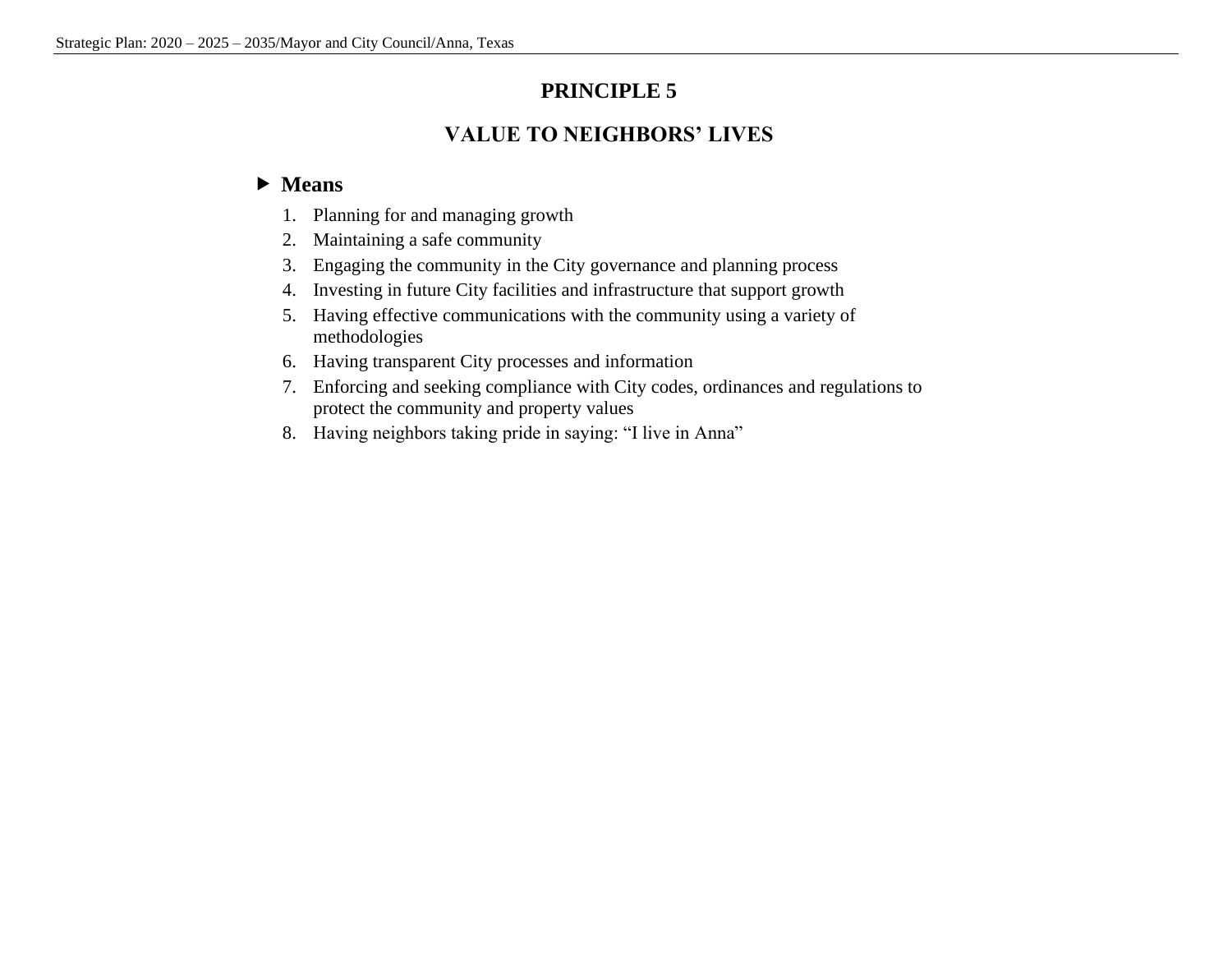# PRINCIPLE 5

## VALUE TO NEIGHBORS' LIVES

### ▶ Means

1. Planning for and managing growth
2. Maintaining a safe community
3. Engaging the community in the City governance and planning process
4. Investing in future City facilities and infrastructure that support growth
5. Having effective communications with the community using a variety of methodologies
6. Having transparent City processes and information
7. Enforcing and seeking compliance with City codes, ordinances and regulations to protect the community and property values
8. Having neighbors taking pride in saying: "I live in Anna"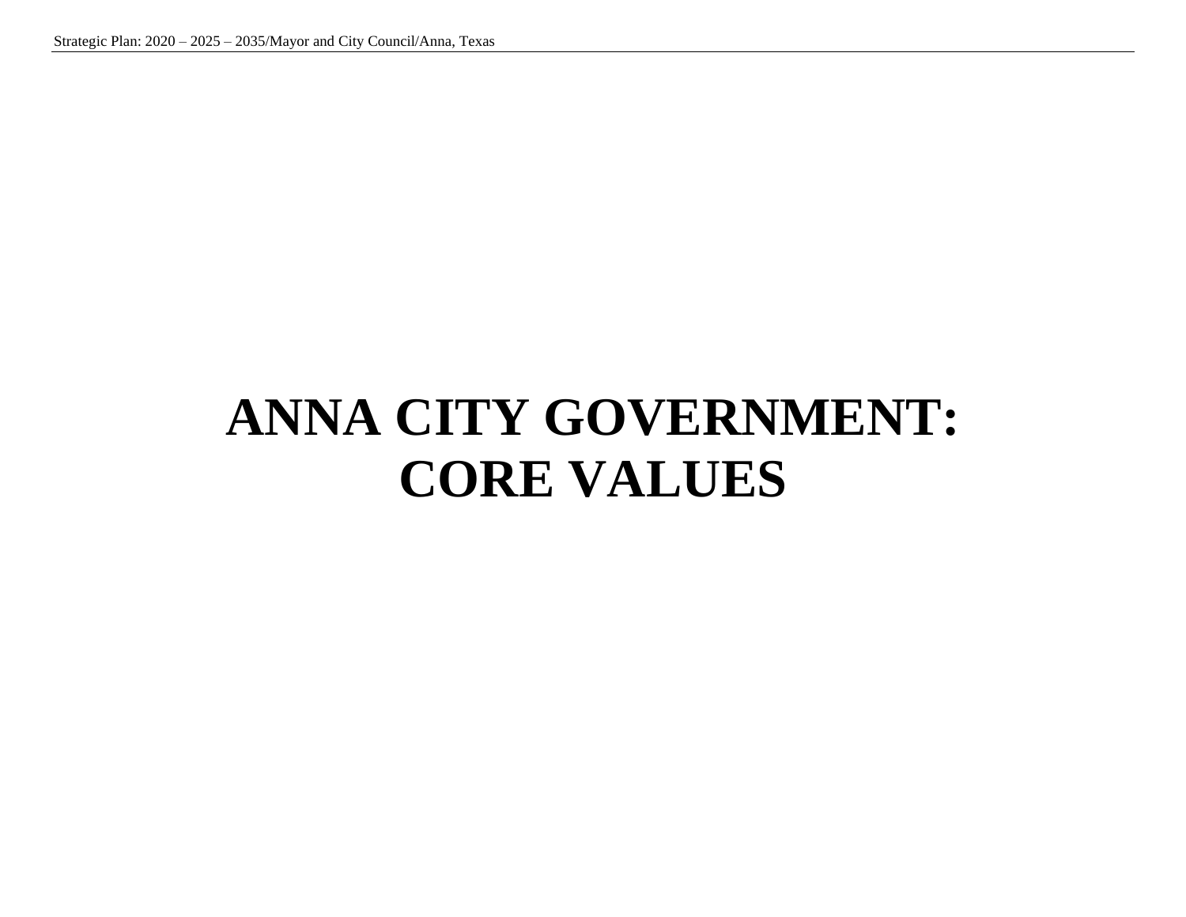# ANNA CITY GOVERNMENT: CORE VALUES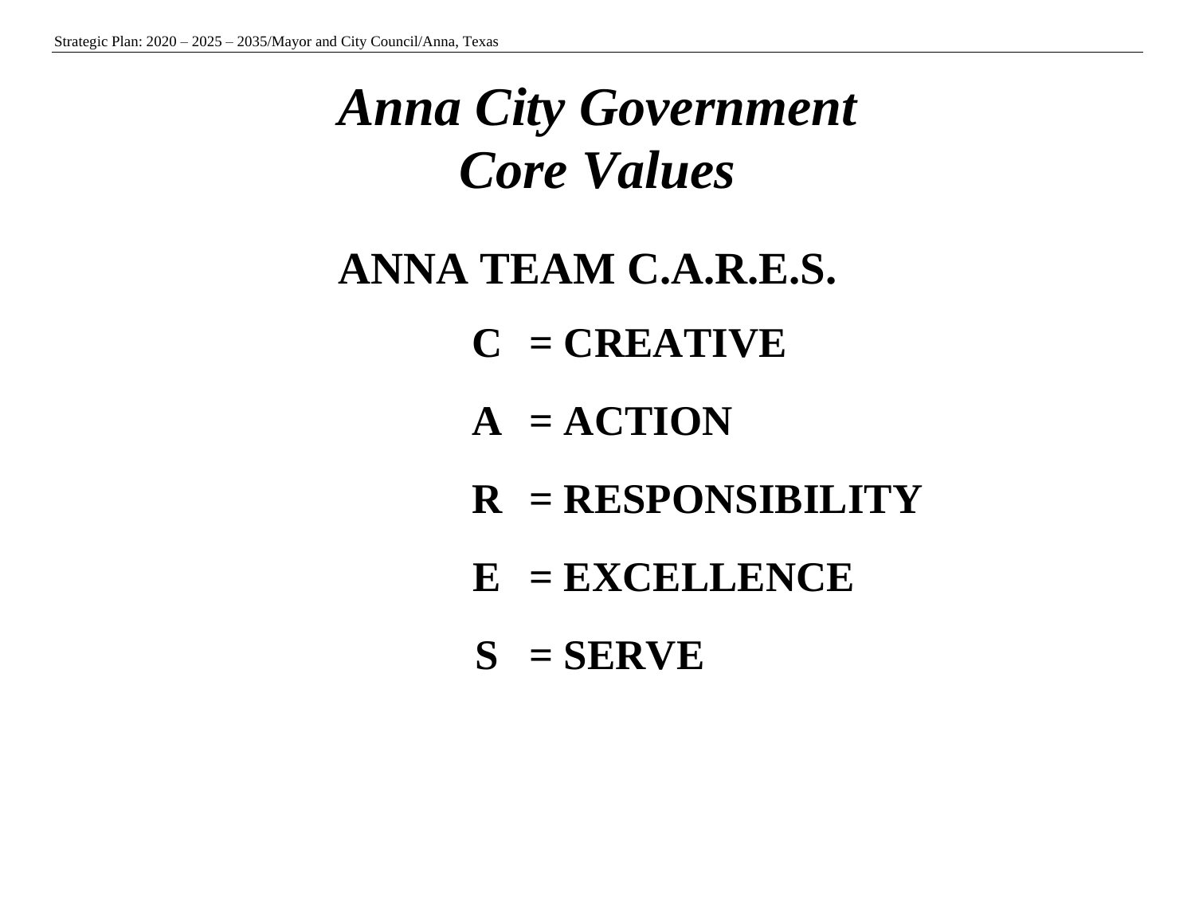# *Anna City Government*
# *Core Values*

## ANNA TEAM C.A.R.E.S.

**C = CREATIVE**

**A = ACTION**

**R = RESPONSIBILITY**

**E = EXCELLENCE**

**S = SERVE**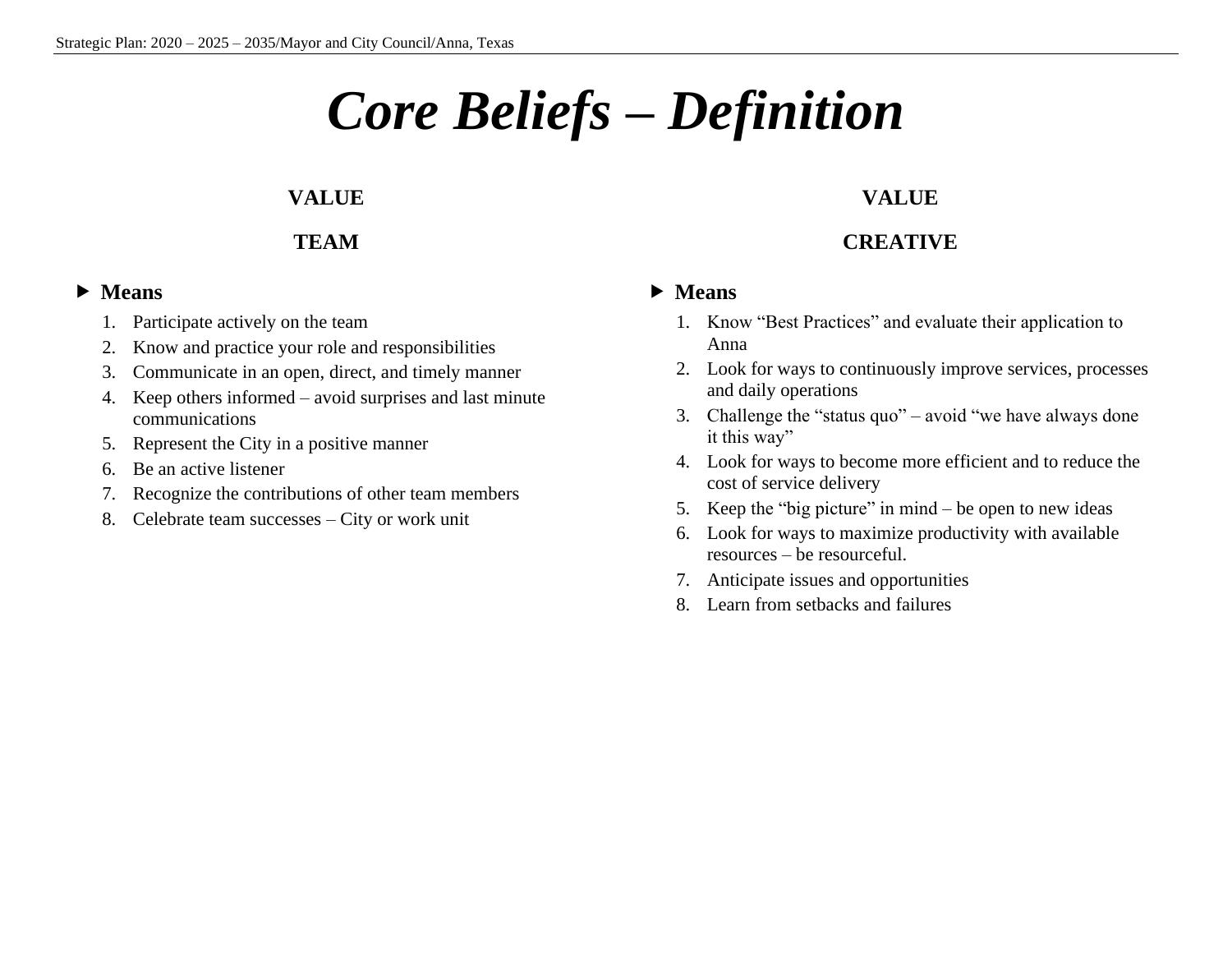# *Core Beliefs – Definition*

**VALUE**

**TEAM**

- **Means**
  1. Participate actively on the team
  2. Know and practice your role and responsibilities
  3. Communicate in an open, direct, and timely manner
  4. Keep others informed – avoid surprises and last minute communications
  5. Represent the City in a positive manner
  6. Be an active listener
  7. Recognize the contributions of other team members
  8. Celebrate team successes – City or work unit

**VALUE**

**CREATIVE**

- **Means**
  1. Know "Best Practices" and evaluate their application to Anna
  2. Look for ways to continuously improve services, processes and daily operations
  3. Challenge the "status quo" – avoid "we have always done it this way"
  4. Look for ways to become more efficient and to reduce the cost of service delivery
  5. Keep the "big picture" in mind – be open to new ideas
  6. Look for ways to maximize productivity with available resources – be resourceful.
  7. Anticipate issues and opportunities
  8. Learn from setbacks and failures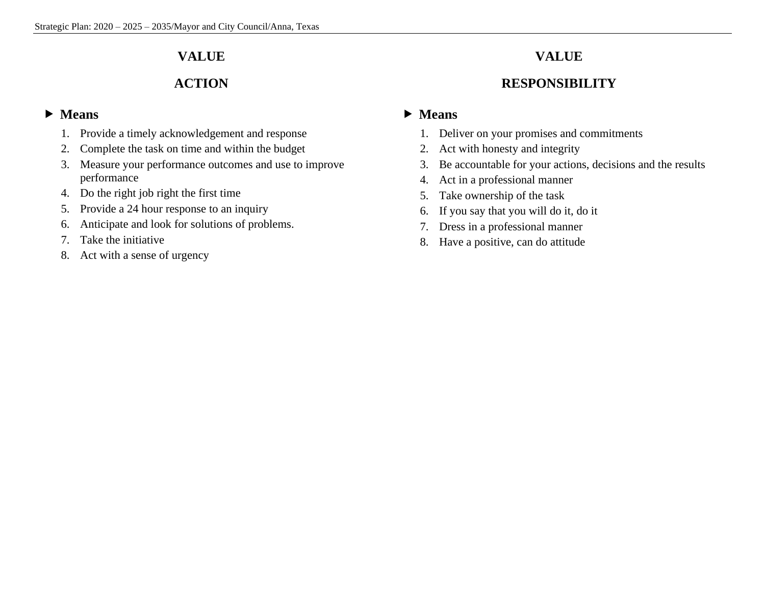## VALUE

## ACTION

- **Means**
  1. Provide a timely acknowledgement and response
  2. Complete the task on time and within the budget
  3. Measure your performance outcomes and use to improve performance
  4. Do the right job right the first time
  5. Provide a 24 hour response to an inquiry
  6. Anticipate and look for solutions of problems.
  7. Take the initiative
  8. Act with a sense of urgency

## VALUE

## RESPONSIBILITY

- **Means**
  1. Deliver on your promises and commitments
  2. Act with honesty and integrity
  3. Be accountable for your actions, decisions and the results
  4. Act in a professional manner
  5. Take ownership of the task
  6. If you say that you will do it, do it
  7. Dress in a professional manner
  8. Have a positive, can do attitude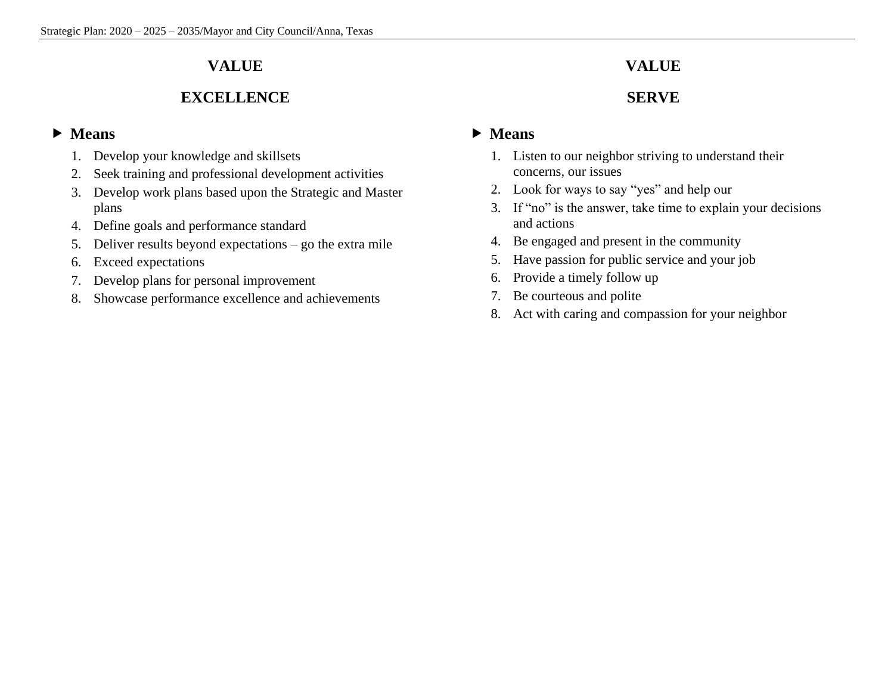## VALUE

## EXCELLENCE

- **Means**
  1. Develop your knowledge and skillsets
  2. Seek training and professional development activities
  3. Develop work plans based upon the Strategic and Master plans
  4. Define goals and performance standard
  5. Deliver results beyond expectations – go the extra mile
  6. Exceed expectations
  7. Develop plans for personal improvement
  8. Showcase performance excellence and achievements

## VALUE

## SERVE

- **Means**
  1. Listen to our neighbor striving to understand their concerns, our issues
  2. Look for ways to say “yes” and help our
  3. If “no” is the answer, take time to explain your decisions and actions
  4. Be engaged and present in the community
  5. Have passion for public service and your job
  6. Provide a timely follow up
  7. Be courteous and polite
  8. Act with caring and compassion for your neighbor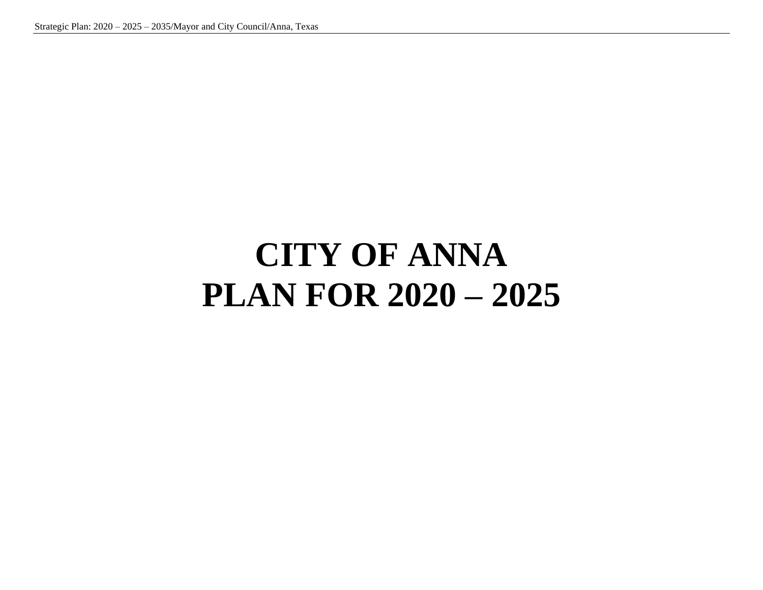# CITY OF ANNA
# PLAN FOR 2020 – 2025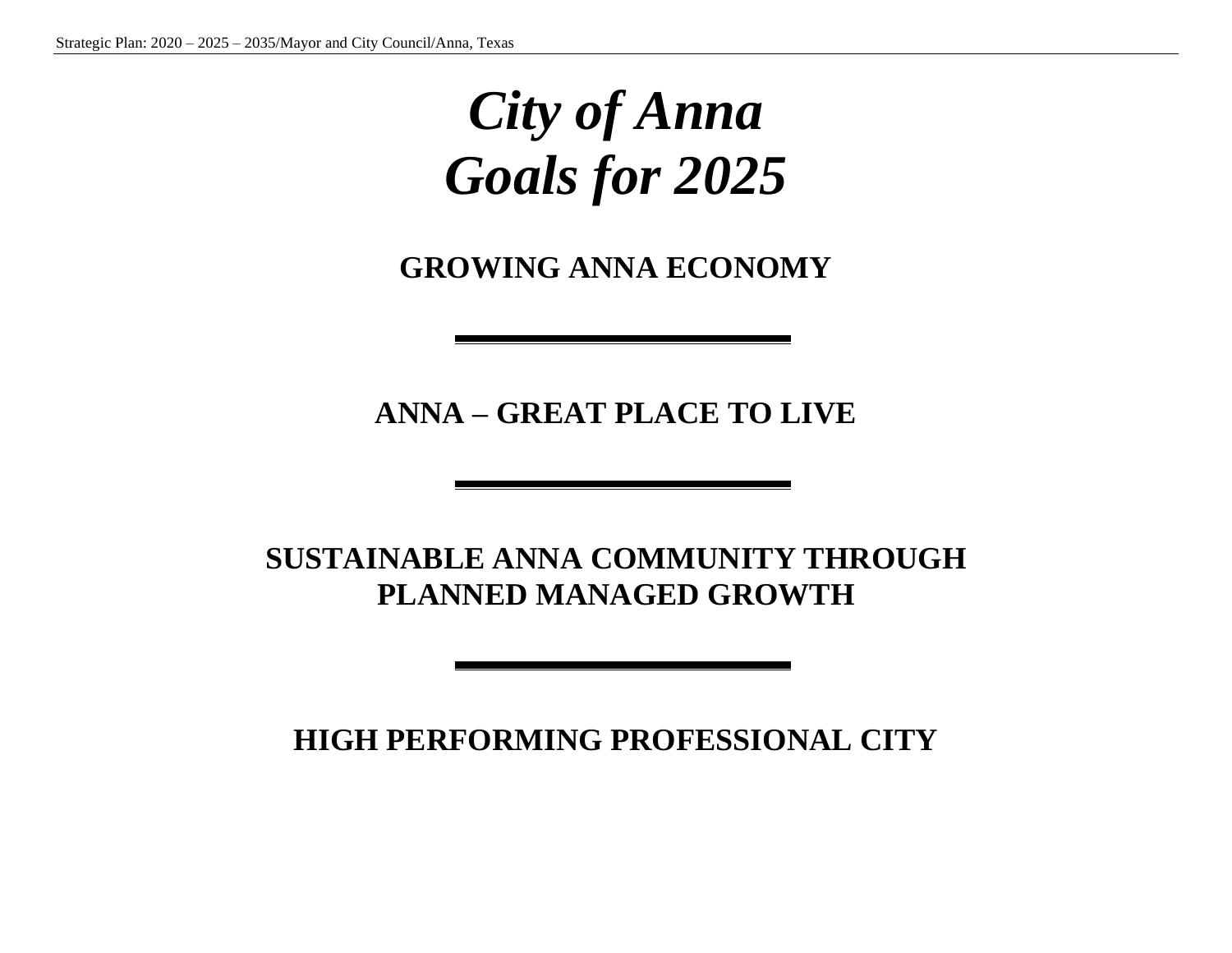# *City of Anna*
# *Goals for 2025*

**GROWING ANNA ECONOMY**

---

**ANNA – GREAT PLACE TO LIVE**

---

**SUSTAINABLE ANNA COMMUNITY THROUGH PLANNED MANAGED GROWTH**

---

**HIGH PERFORMING PROFESSIONAL CITY**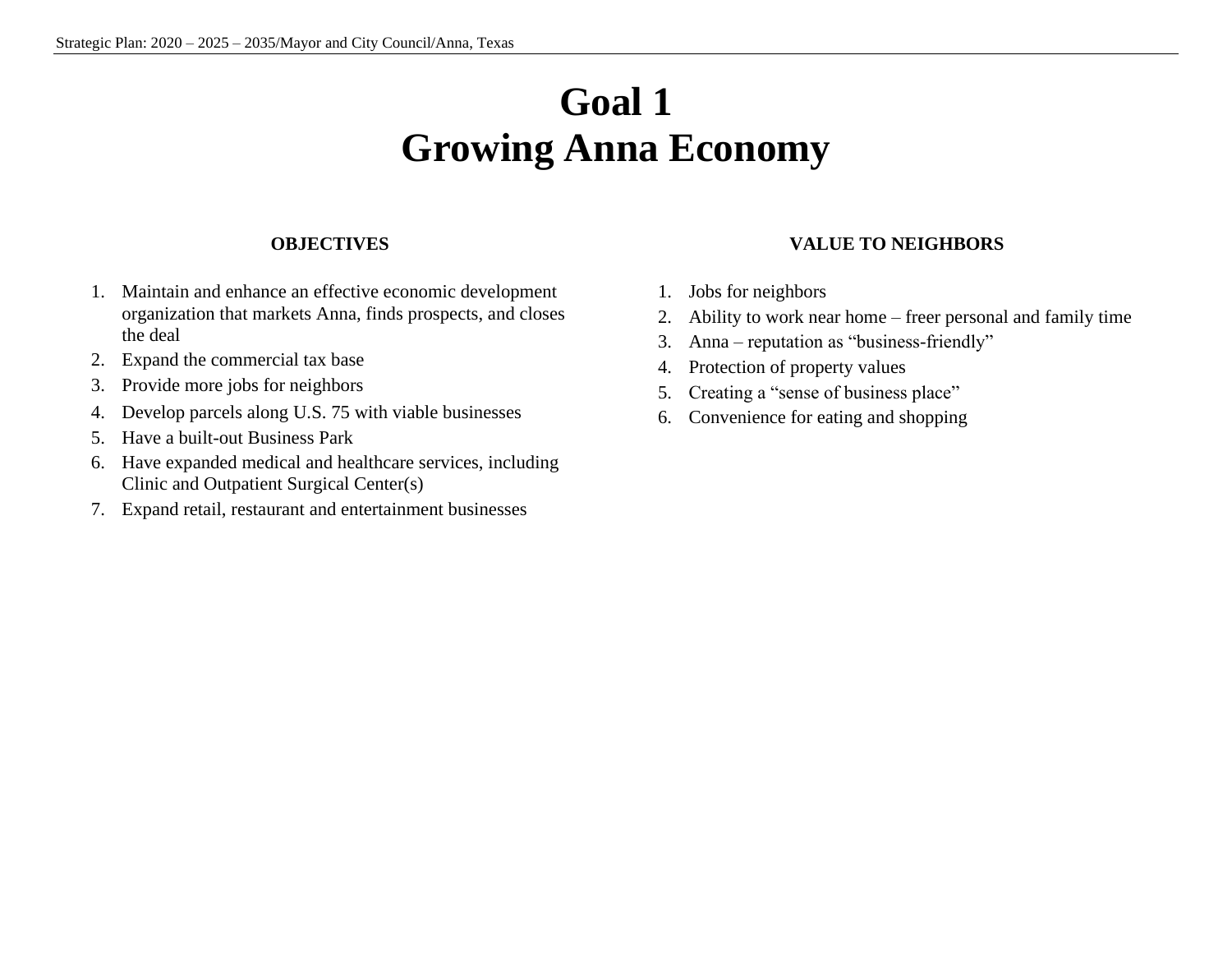# Goal 1
# Growing Anna Economy

**OBJECTIVES**

1. Maintain and enhance an effective economic development organization that markets Anna, finds prospects, and closes the deal
2. Expand the commercial tax base
3. Provide more jobs for neighbors
4. Develop parcels along U.S. 75 with viable businesses
5. Have a built-out Business Park
6. Have expanded medical and healthcare services, including Clinic and Outpatient Surgical Center(s)
7. Expand retail, restaurant and entertainment businesses

**VALUE TO NEIGHBORS**

1. Jobs for neighbors
2. Ability to work near home – freer personal and family time
3. Anna – reputation as "business-friendly"
4. Protection of property values
5. Creating a "sense of business place"
6. Convenience for eating and shopping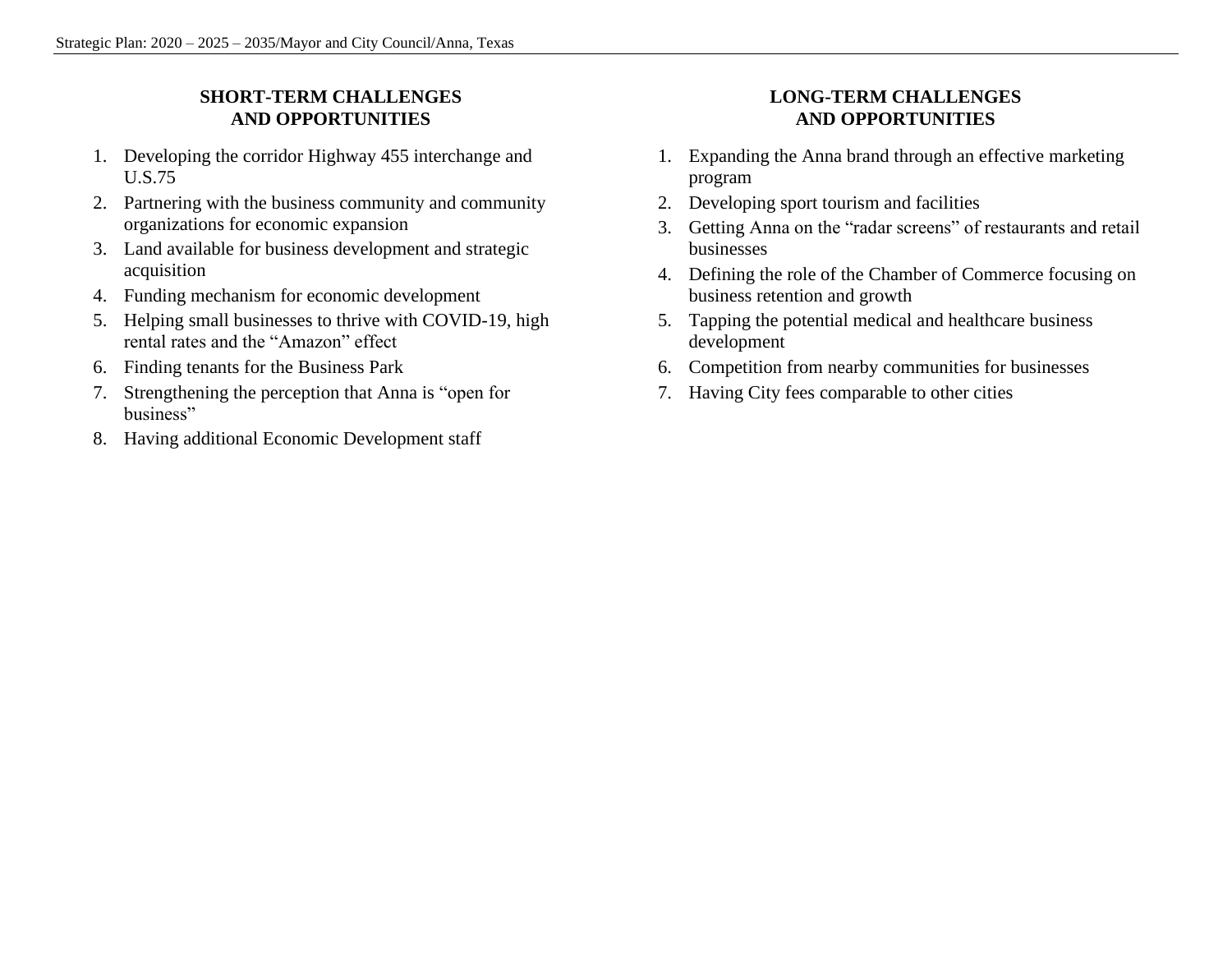## SHORT-TERM CHALLENGES AND OPPORTUNITIES

1. Developing the corridor Highway 455 interchange and U.S.75
2. Partnering with the business community and community organizations for economic expansion
3. Land available for business development and strategic acquisition
4. Funding mechanism for economic development
5. Helping small businesses to thrive with COVID-19, high rental rates and the "Amazon" effect
6. Finding tenants for the Business Park
7. Strengthening the perception that Anna is "open for business"
8. Having additional Economic Development staff

## LONG-TERM CHALLENGES AND OPPORTUNITIES

1. Expanding the Anna brand through an effective marketing program
2. Developing sport tourism and facilities
3. Getting Anna on the "radar screens" of restaurants and retail businesses
4. Defining the role of the Chamber of Commerce focusing on business retention and growth
5. Tapping the potential medical and healthcare business development
6. Competition from nearby communities for businesses
7. Having City fees comparable to other cities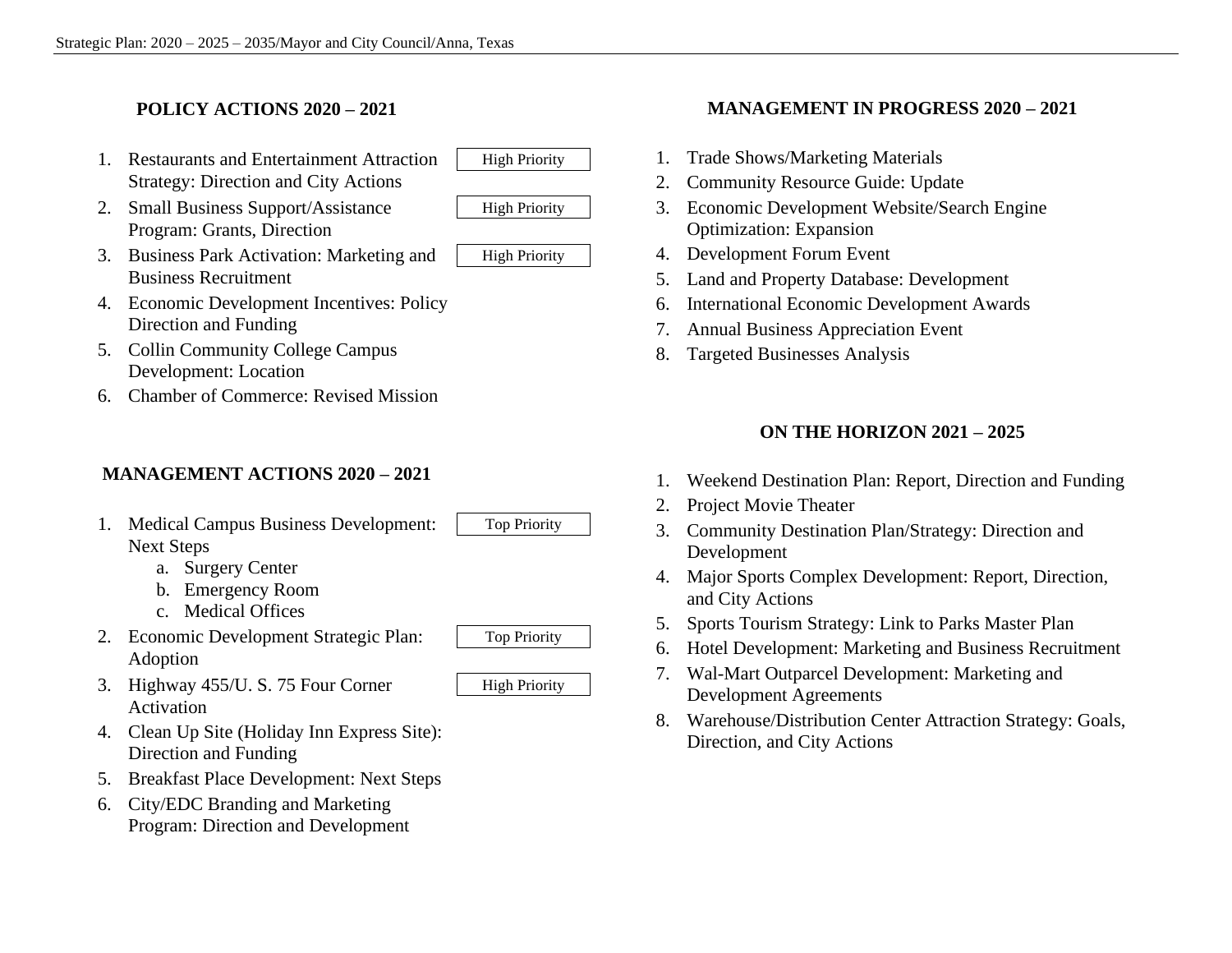## POLICY ACTIONS 2020 – 2021

1. Restaurants and Entertainment Attraction Strategy: Direction and City Actions — High Priority
2. Small Business Support/Assistance Program: Grants, Direction — High Priority
3. Business Park Activation: Marketing and Business Recruitment — High Priority
4. Economic Development Incentives: Policy Direction and Funding
5. Collin Community College Campus Development: Location
6. Chamber of Commerce: Revised Mission

## MANAGEMENT ACTIONS 2020 – 2021

1. Medical Campus Business Development: Next Steps — Top Priority
    a. Surgery Center
    b. Emergency Room
    c. Medical Offices
2. Economic Development Strategic Plan: Adoption — Top Priority
3. Highway 455/U. S. 75 Four Corner Activation — High Priority
4. Clean Up Site (Holiday Inn Express Site): Direction and Funding
5. Breakfast Place Development: Next Steps
6. City/EDC Branding and Marketing Program: Direction and Development

## MANAGEMENT IN PROGRESS 2020 – 2021

1. Trade Shows/Marketing Materials
2. Community Resource Guide: Update
3. Economic Development Website/Search Engine Optimization: Expansion
4. Development Forum Event
5. Land and Property Database: Development
6. International Economic Development Awards
7. Annual Business Appreciation Event
8. Targeted Businesses Analysis

## ON THE HORIZON 2021 – 2025

1. Weekend Destination Plan: Report, Direction and Funding
2. Project Movie Theater
3. Community Destination Plan/Strategy: Direction and Development
4. Major Sports Complex Development: Report, Direction, and City Actions
5. Sports Tourism Strategy: Link to Parks Master Plan
6. Hotel Development: Marketing and Business Recruitment
7. Wal-Mart Outparcel Development: Marketing and Development Agreements
8. Warehouse/Distribution Center Attraction Strategy: Goals, Direction, and City Actions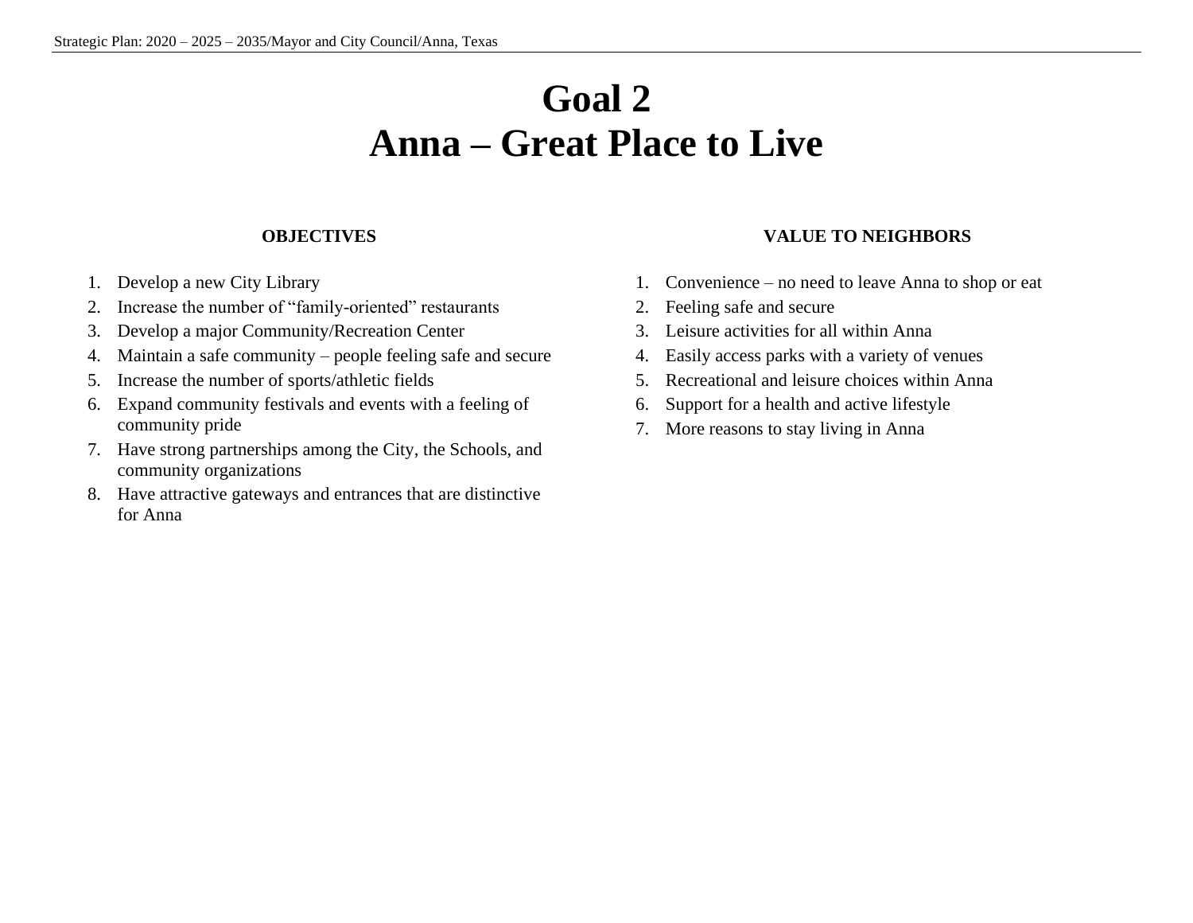# Goal 2
# Anna – Great Place to Live

**OBJECTIVES**

1. Develop a new City Library
2. Increase the number of "family-oriented" restaurants
3. Develop a major Community/Recreation Center
4. Maintain a safe community – people feeling safe and secure
5. Increase the number of sports/athletic fields
6. Expand community festivals and events with a feeling of community pride
7. Have strong partnerships among the City, the Schools, and community organizations
8. Have attractive gateways and entrances that are distinctive for Anna

**VALUE TO NEIGHBORS**

1. Convenience – no need to leave Anna to shop or eat
2. Feeling safe and secure
3. Leisure activities for all within Anna
4. Easily access parks with a variety of venues
5. Recreational and leisure choices within Anna
6. Support for a health and active lifestyle
7. More reasons to stay living in Anna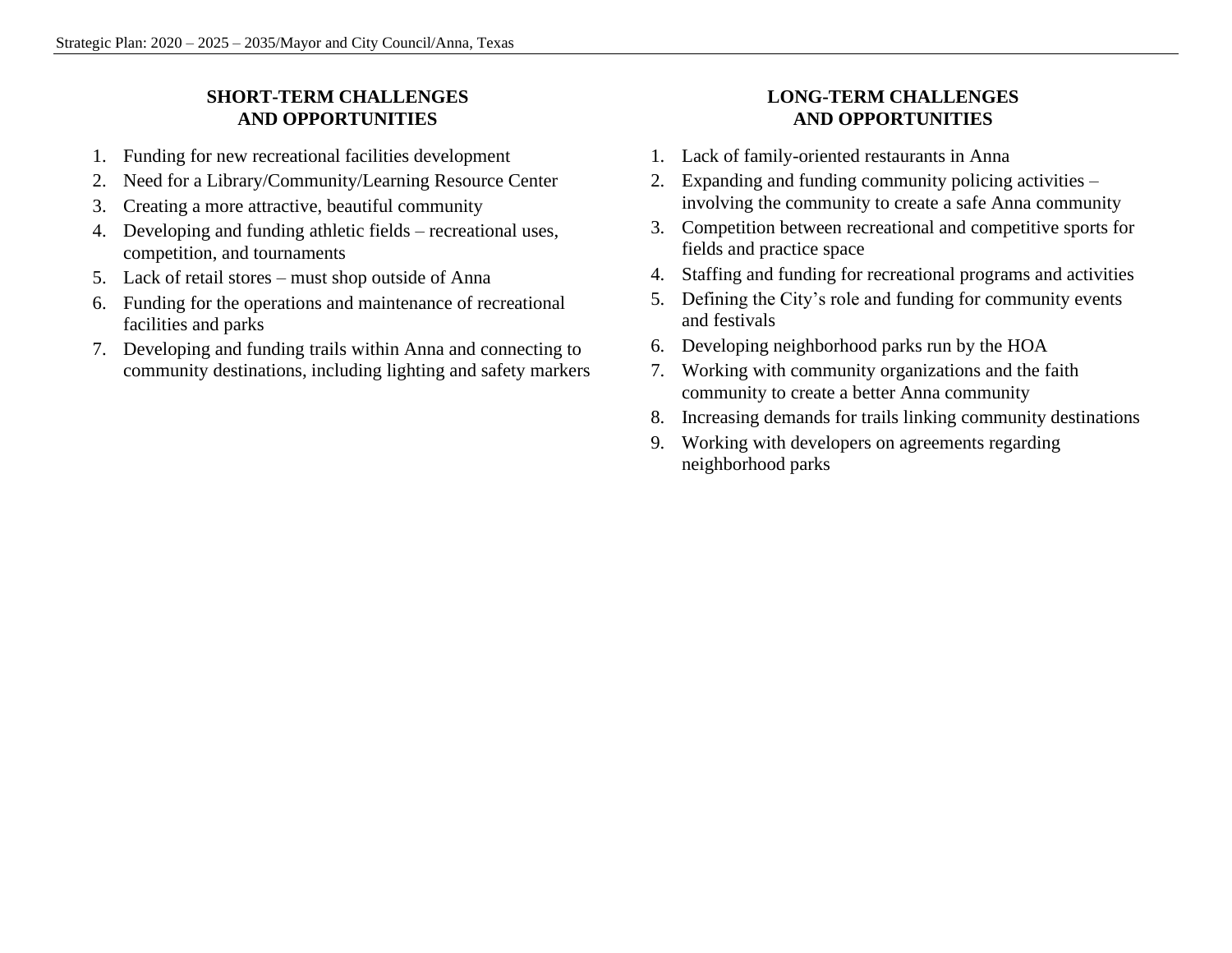## SHORT-TERM CHALLENGES AND OPPORTUNITIES

1. Funding for new recreational facilities development
2. Need for a Library/Community/Learning Resource Center
3. Creating a more attractive, beautiful community
4. Developing and funding athletic fields – recreational uses, competition, and tournaments
5. Lack of retail stores – must shop outside of Anna
6. Funding for the operations and maintenance of recreational facilities and parks
7. Developing and funding trails within Anna and connecting to community destinations, including lighting and safety markers

## LONG-TERM CHALLENGES AND OPPORTUNITIES

1. Lack of family-oriented restaurants in Anna
2. Expanding and funding community policing activities – involving the community to create a safe Anna community
3. Competition between recreational and competitive sports for fields and practice space
4. Staffing and funding for recreational programs and activities
5. Defining the City's role and funding for community events and festivals
6. Developing neighborhood parks run by the HOA
7. Working with community organizations and the faith community to create a better Anna community
8. Increasing demands for trails linking community destinations
9. Working with developers on agreements regarding neighborhood parks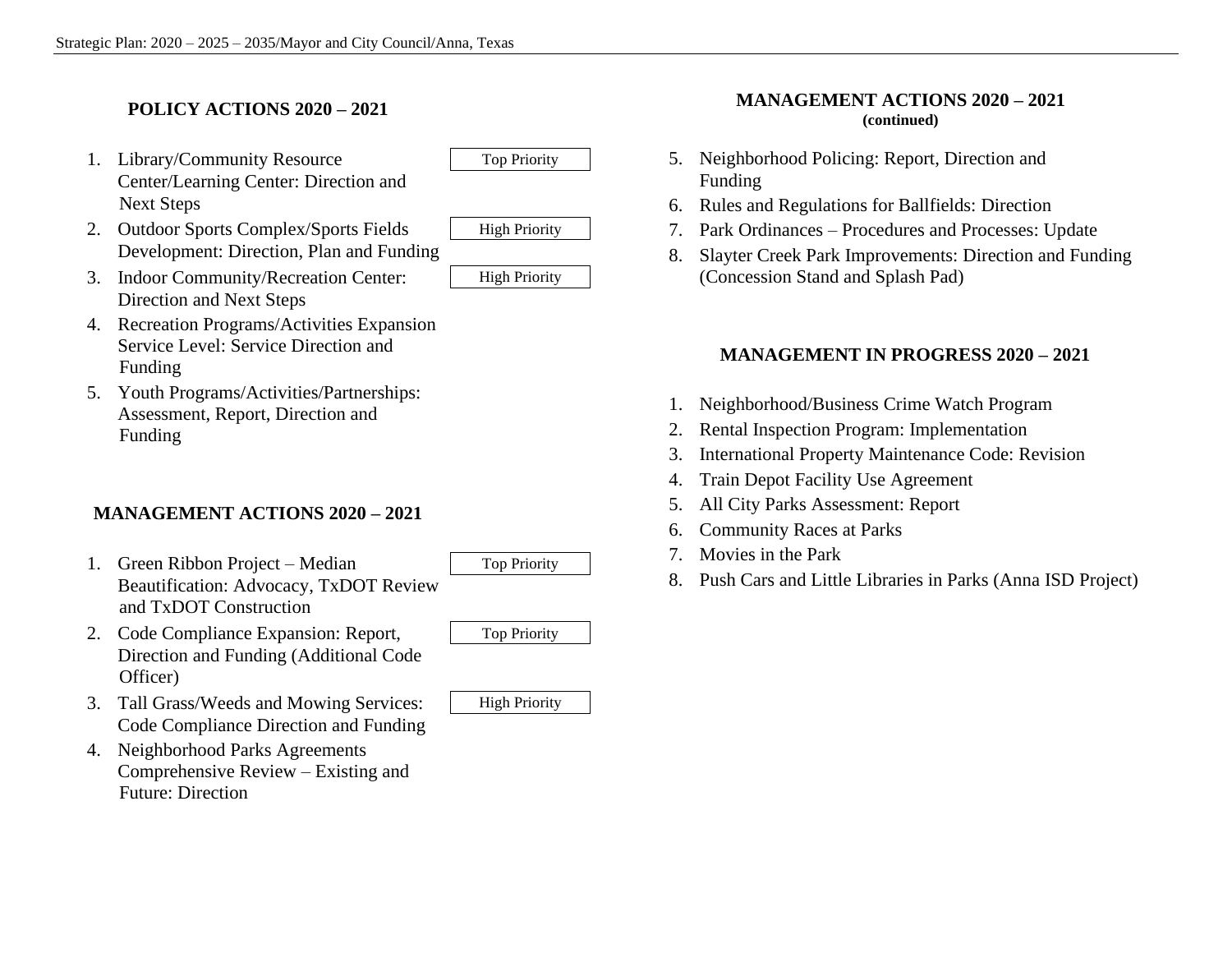## POLICY ACTIONS 2020 – 2021

1. Library/Community Resource Center/Learning Center: Direction and Next Steps — Top Priority
2. Outdoor Sports Complex/Sports Fields Development: Direction, Plan and Funding — High Priority
3. Indoor Community/Recreation Center: Direction and Next Steps — High Priority
4. Recreation Programs/Activities Expansion Service Level: Service Direction and Funding
5. Youth Programs/Activities/Partnerships: Assessment, Report, Direction and Funding

## MANAGEMENT ACTIONS 2020 – 2021

1. Green Ribbon Project – Median Beautification: Advocacy, TxDOT Review and TxDOT Construction — Top Priority
2. Code Compliance Expansion: Report, Direction and Funding (Additional Code Officer) — Top Priority
3. Tall Grass/Weeds and Mowing Services: Code Compliance Direction and Funding — High Priority
4. Neighborhood Parks Agreements Comprehensive Review – Existing and Future: Direction
5. Neighborhood Policing: Report, Direction and Funding
6. Rules and Regulations for Ballfields: Direction
7. Park Ordinances – Procedures and Processes: Update
8. Slayter Creek Park Improvements: Direction and Funding (Concession Stand and Splash Pad)

## MANAGEMENT IN PROGRESS 2020 – 2021

1. Neighborhood/Business Crime Watch Program
2. Rental Inspection Program: Implementation
3. International Property Maintenance Code: Revision
4. Train Depot Facility Use Agreement
5. All City Parks Assessment: Report
6. Community Races at Parks
7. Movies in the Park
8. Push Cars and Little Libraries in Parks (Anna ISD Project)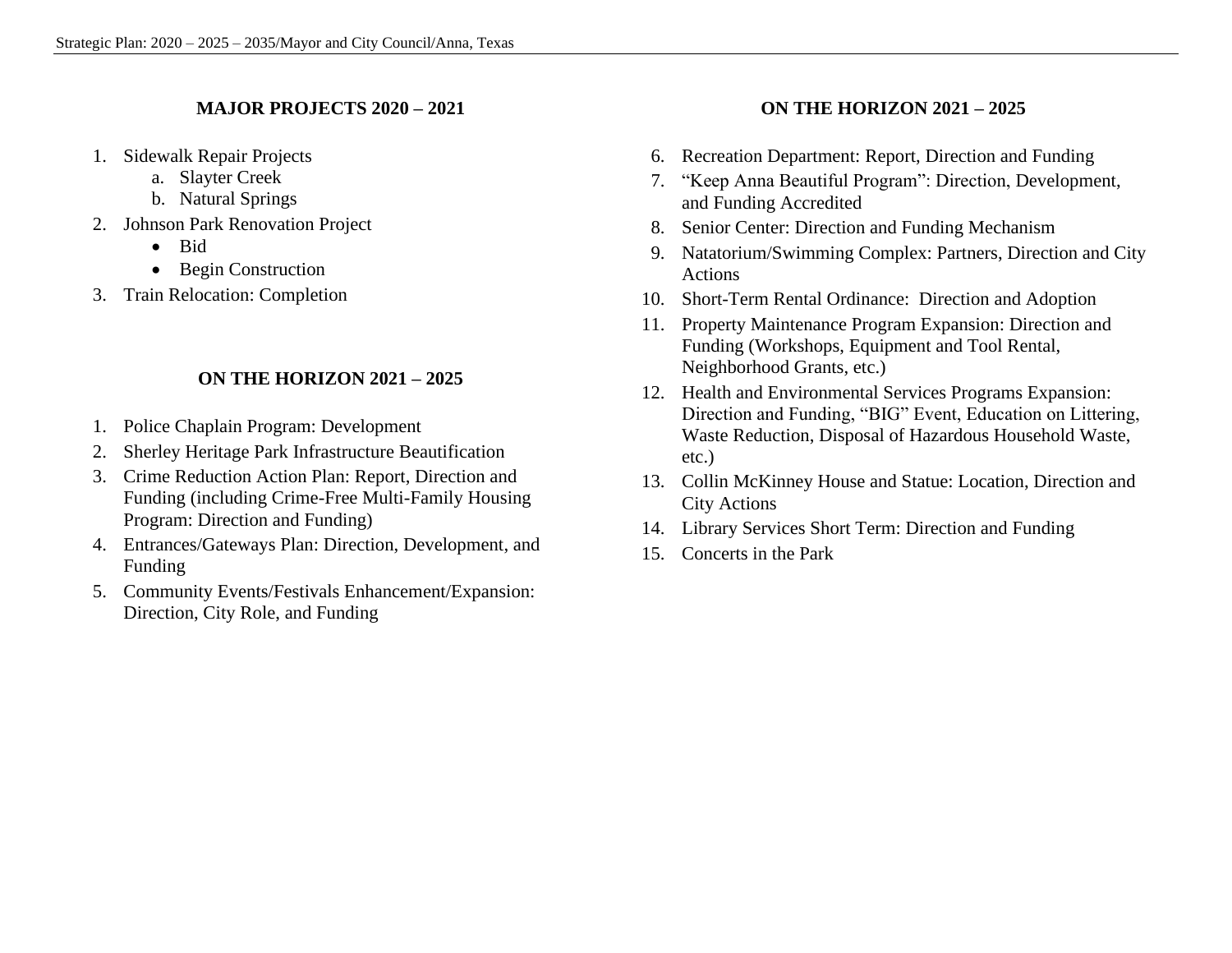## MAJOR PROJECTS 2020 – 2021

1. Sidewalk Repair Projects
    a. Slayter Creek
    b. Natural Springs
2. Johnson Park Renovation Project
    - Bid
    - Begin Construction
3. Train Relocation: Completion

## ON THE HORIZON 2021 – 2025

1. Police Chaplain Program: Development
2. Sherley Heritage Park Infrastructure Beautification
3. Crime Reduction Action Plan: Report, Direction and Funding (including Crime-Free Multi-Family Housing Program: Direction and Funding)
4. Entrances/Gateways Plan: Direction, Development, and Funding
5. Community Events/Festivals Enhancement/Expansion: Direction, City Role, and Funding

## ON THE HORIZON 2021 – 2025

6. Recreation Department: Report, Direction and Funding
7. "Keep Anna Beautiful Program": Direction, Development, and Funding Accredited
8. Senior Center: Direction and Funding Mechanism
9. Natatorium/Swimming Complex: Partners, Direction and City Actions
10. Short-Term Rental Ordinance: Direction and Adoption
11. Property Maintenance Program Expansion: Direction and Funding (Workshops, Equipment and Tool Rental, Neighborhood Grants, etc.)
12. Health and Environmental Services Programs Expansion: Direction and Funding, "BIG" Event, Education on Littering, Waste Reduction, Disposal of Hazardous Household Waste, etc.)
13. Collin McKinney House and Statue: Location, Direction and City Actions
14. Library Services Short Term: Direction and Funding
15. Concerts in the Park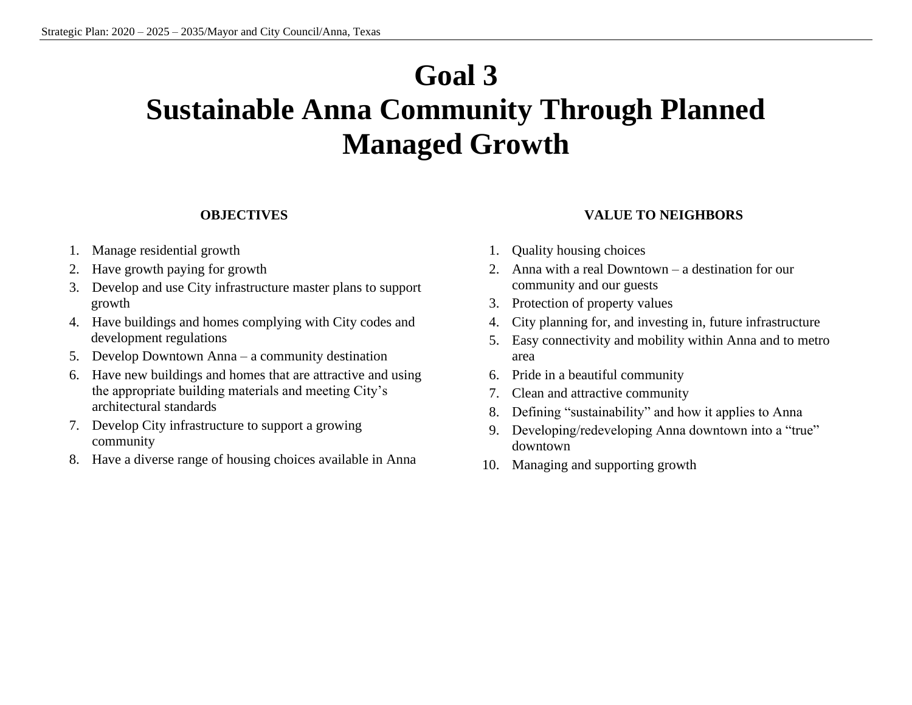# Goal 3
# Sustainable Anna Community Through Planned Managed Growth

**OBJECTIVES**

1. Manage residential growth
2. Have growth paying for growth
3. Develop and use City infrastructure master plans to support growth
4. Have buildings and homes complying with City codes and development regulations
5. Develop Downtown Anna – a community destination
6. Have new buildings and homes that are attractive and using the appropriate building materials and meeting City's architectural standards
7. Develop City infrastructure to support a growing community
8. Have a diverse range of housing choices available in Anna

**VALUE TO NEIGHBORS**

1. Quality housing choices
2. Anna with a real Downtown – a destination for our community and our guests
3. Protection of property values
4. City planning for, and investing in, future infrastructure
5. Easy connectivity and mobility within Anna and to metro area
6. Pride in a beautiful community
7. Clean and attractive community
8. Defining "sustainability" and how it applies to Anna
9. Developing/redeveloping Anna downtown into a "true" downtown
10. Managing and supporting growth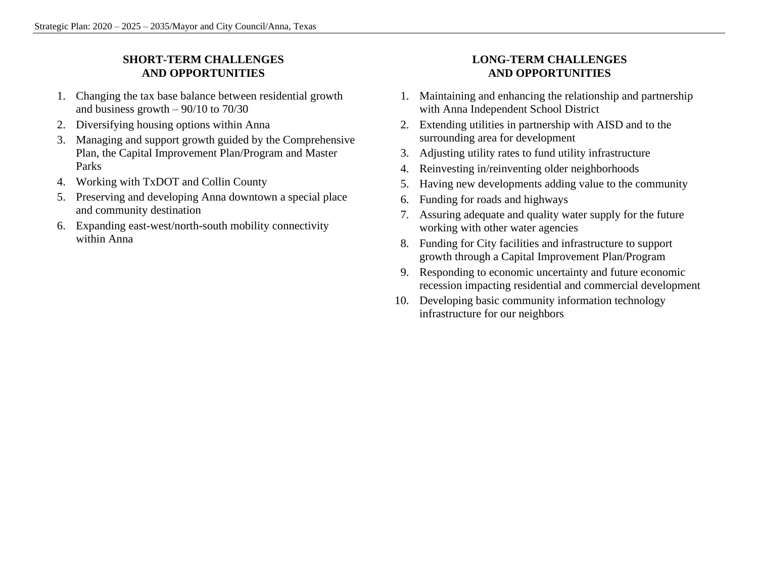## SHORT-TERM CHALLENGES AND OPPORTUNITIES

1. Changing the tax base balance between residential growth and business growth – 90/10 to 70/30
2. Diversifying housing options within Anna
3. Managing and support growth guided by the Comprehensive Plan, the Capital Improvement Plan/Program and Master Parks
4. Working with TxDOT and Collin County
5. Preserving and developing Anna downtown a special place and community destination
6. Expanding east-west/north-south mobility connectivity within Anna

## LONG-TERM CHALLENGES AND OPPORTUNITIES

1. Maintaining and enhancing the relationship and partnership with Anna Independent School District
2. Extending utilities in partnership with AISD and to the surrounding area for development
3. Adjusting utility rates to fund utility infrastructure
4. Reinvesting in/reinventing older neighborhoods
5. Having new developments adding value to the community
6. Funding for roads and highways
7. Assuring adequate and quality water supply for the future working with other water agencies
8. Funding for City facilities and infrastructure to support growth through a Capital Improvement Plan/Program
9. Responding to economic uncertainty and future economic recession impacting residential and commercial development
10. Developing basic community information technology infrastructure for our neighbors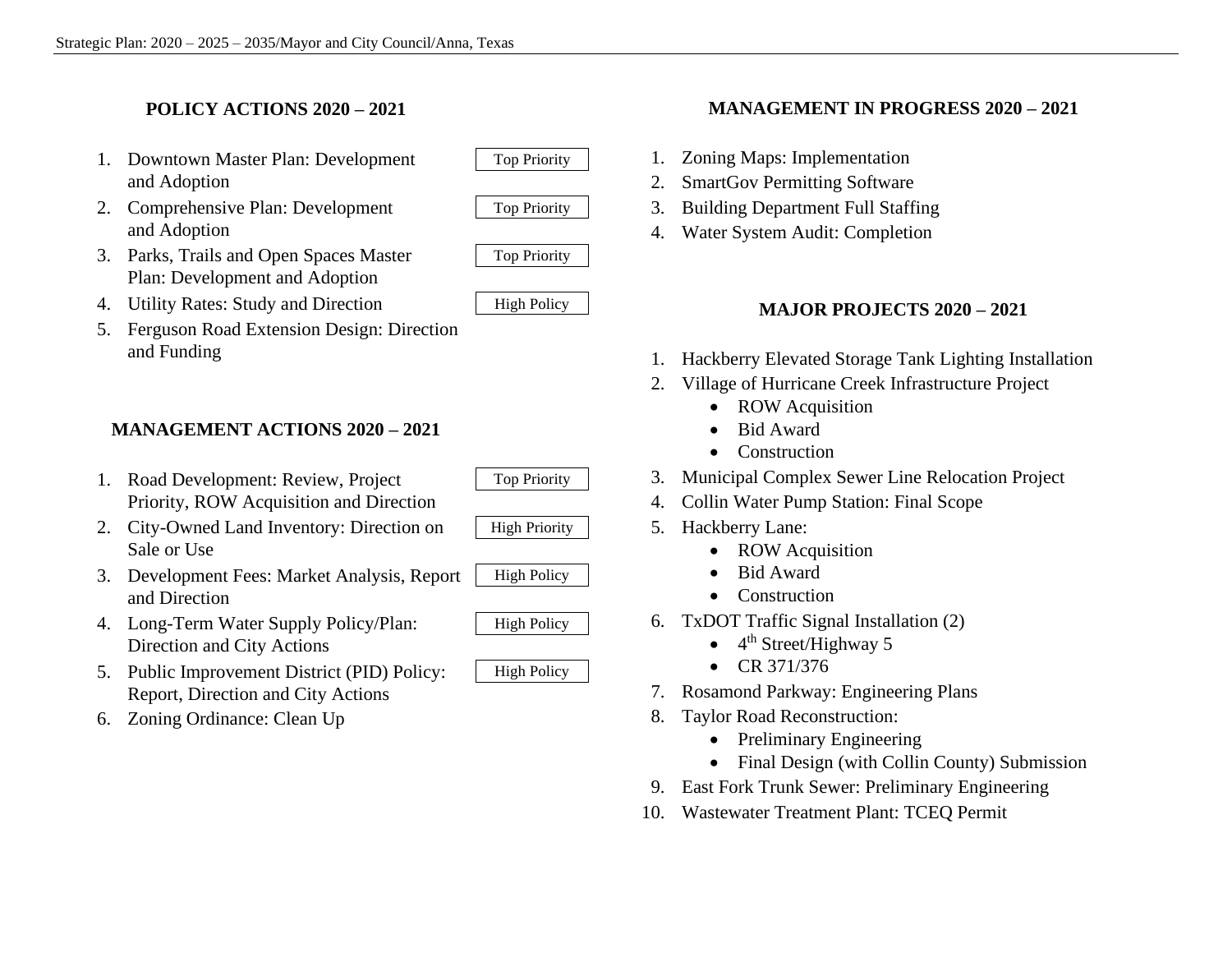## POLICY ACTIONS 2020 – 2021

1. Downtown Master Plan: Development and Adoption — Top Priority
2. Comprehensive Plan: Development and Adoption — Top Priority
3. Parks, Trails and Open Spaces Master Plan: Development and Adoption — Top Priority
4. Utility Rates: Study and Direction — High Policy
5. Ferguson Road Extension Design: Direction and Funding

## MANAGEMENT ACTIONS 2020 – 2021

1. Road Development: Review, Project Priority, ROW Acquisition and Direction — Top Priority
2. City-Owned Land Inventory: Direction on Sale or Use — High Priority
3. Development Fees: Market Analysis, Report and Direction — High Policy
4. Long-Term Water Supply Policy/Plan: Direction and City Actions — High Policy
5. Public Improvement District (PID) Policy: Report, Direction and City Actions — High Policy
6. Zoning Ordinance: Clean Up

## MANAGEMENT IN PROGRESS 2020 – 2021

1. Zoning Maps: Implementation
2. SmartGov Permitting Software
3. Building Department Full Staffing
4. Water System Audit: Completion

## MAJOR PROJECTS 2020 – 2021

1. Hackberry Elevated Storage Tank Lighting Installation
2. Village of Hurricane Creek Infrastructure Project
   - ROW Acquisition
   - Bid Award
   - Construction
3. Municipal Complex Sewer Line Relocation Project
4. Collin Water Pump Station: Final Scope
5. Hackberry Lane:
   - ROW Acquisition
   - Bid Award
   - Construction
6. TxDOT Traffic Signal Installation (2)
   - 4th Street/Highway 5
   - CR 371/376
7. Rosamond Parkway: Engineering Plans
8. Taylor Road Reconstruction:
   - Preliminary Engineering
   - Final Design (with Collin County) Submission
9. East Fork Trunk Sewer: Preliminary Engineering
10. Wastewater Treatment Plant: TCEQ Permit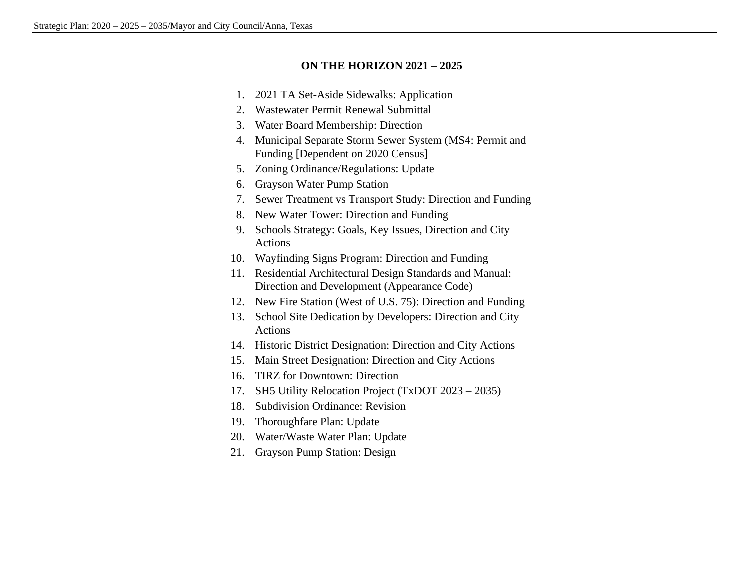## ON THE HORIZON 2021 – 2025

1. 2021 TA Set-Aside Sidewalks: Application
2. Wastewater Permit Renewal Submittal
3. Water Board Membership: Direction
4. Municipal Separate Storm Sewer System (MS4: Permit and Funding [Dependent on 2020 Census]
5. Zoning Ordinance/Regulations: Update
6. Grayson Water Pump Station
7. Sewer Treatment vs Transport Study: Direction and Funding
8. New Water Tower: Direction and Funding
9. Schools Strategy: Goals, Key Issues, Direction and City Actions
10. Wayfinding Signs Program: Direction and Funding
11. Residential Architectural Design Standards and Manual: Direction and Development (Appearance Code)
12. New Fire Station (West of U.S. 75): Direction and Funding
13. School Site Dedication by Developers: Direction and City Actions
14. Historic District Designation: Direction and City Actions
15. Main Street Designation: Direction and City Actions
16. TIRZ for Downtown: Direction
17. SH5 Utility Relocation Project (TxDOT 2023 – 2035)
18. Subdivision Ordinance: Revision
19. Thoroughfare Plan: Update
20. Water/Waste Water Plan: Update
21. Grayson Pump Station: Design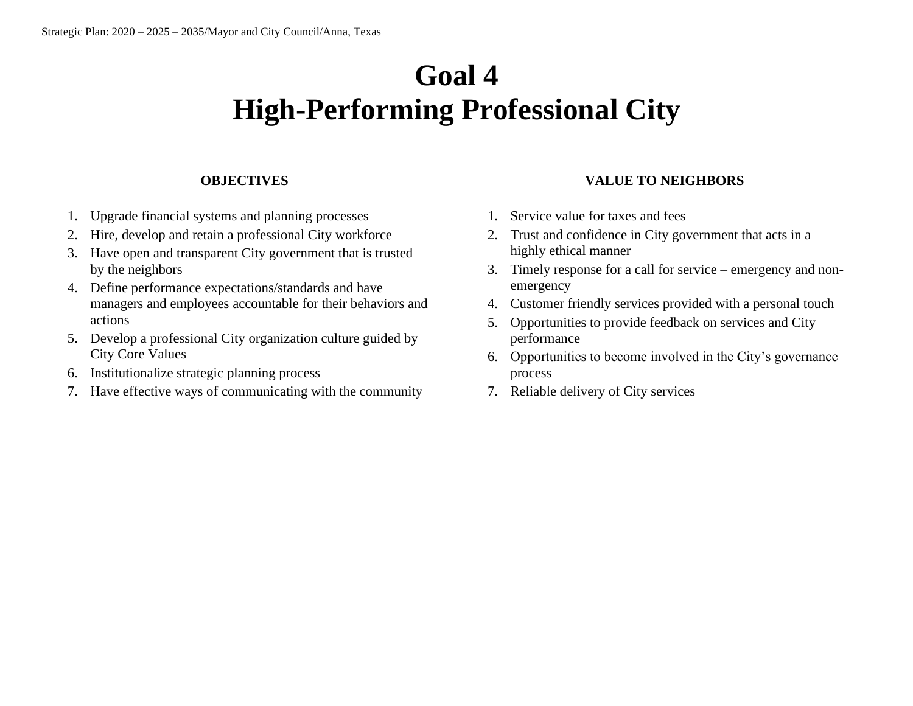# Goal 4
# High-Performing Professional City

**OBJECTIVES**

1. Upgrade financial systems and planning processes
2. Hire, develop and retain a professional City workforce
3. Have open and transparent City government that is trusted by the neighbors
4. Define performance expectations/standards and have managers and employees accountable for their behaviors and actions
5. Develop a professional City organization culture guided by City Core Values
6. Institutionalize strategic planning process
7. Have effective ways of communicating with the community

**VALUE TO NEIGHBORS**

1. Service value for taxes and fees
2. Trust and confidence in City government that acts in a highly ethical manner
3. Timely response for a call for service – emergency and non-emergency
4. Customer friendly services provided with a personal touch
5. Opportunities to provide feedback on services and City performance
6. Opportunities to become involved in the City's governance process
7. Reliable delivery of City services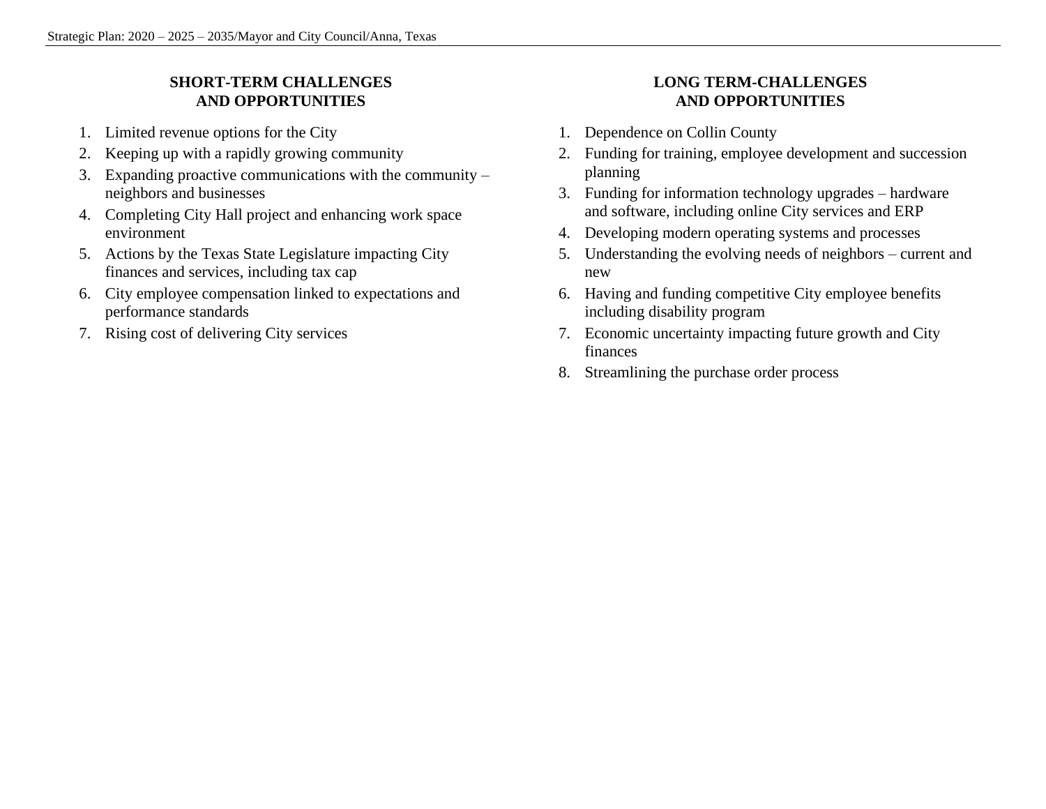## SHORT-TERM CHALLENGES AND OPPORTUNITIES

1. Limited revenue options for the City
2. Keeping up with a rapidly growing community
3. Expanding proactive communications with the community – neighbors and businesses
4. Completing City Hall project and enhancing work space environment
5. Actions by the Texas State Legislature impacting City finances and services, including tax cap
6. City employee compensation linked to expectations and performance standards
7. Rising cost of delivering City services

## LONG TERM-CHALLENGES AND OPPORTUNITIES

1. Dependence on Collin County
2. Funding for training, employee development and succession planning
3. Funding for information technology upgrades – hardware and software, including online City services and ERP
4. Developing modern operating systems and processes
5. Understanding the evolving needs of neighbors – current and new
6. Having and funding competitive City employee benefits including disability program
7. Economic uncertainty impacting future growth and City finances
8. Streamlining the purchase order process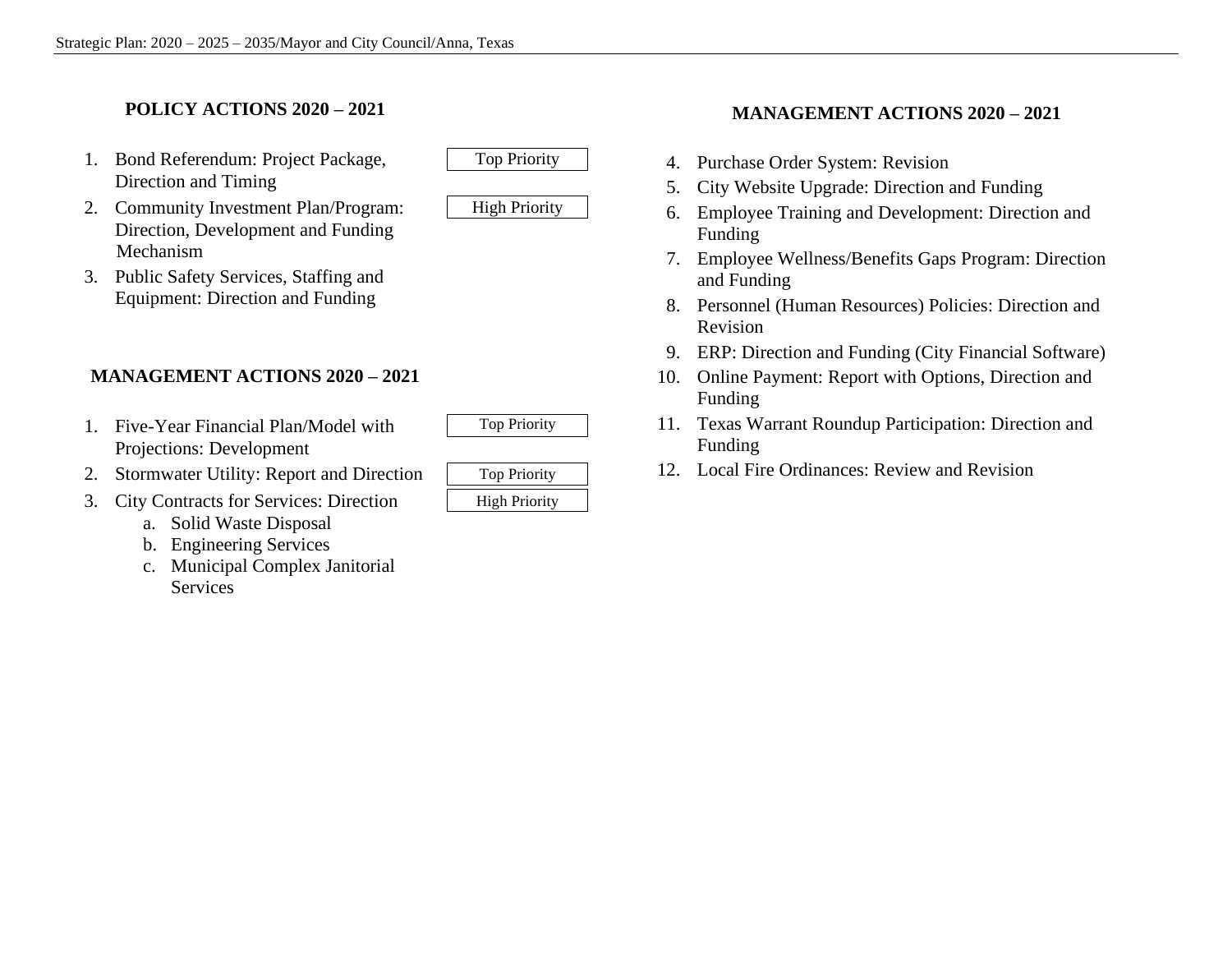## POLICY ACTIONS 2020 – 2021

1. Bond Referendum: Project Package, Direction and Timing — Top Priority
2. Community Investment Plan/Program: Direction, Development and Funding Mechanism — High Priority
3. Public Safety Services, Staffing and Equipment: Direction and Funding

## MANAGEMENT ACTIONS 2020 – 2021

1. Five-Year Financial Plan/Model with Projections: Development — Top Priority
2. Stormwater Utility: Report and Direction — Top Priority
3. City Contracts for Services: Direction — High Priority
   a. Solid Waste Disposal
   b. Engineering Services
   c. Municipal Complex Janitorial Services

## MANAGEMENT ACTIONS 2020 – 2021

4. Purchase Order System: Revision
5. City Website Upgrade: Direction and Funding
6. Employee Training and Development: Direction and Funding
7. Employee Wellness/Benefits Gaps Program: Direction and Funding
8. Personnel (Human Resources) Policies: Direction and Revision
9. ERP: Direction and Funding (City Financial Software)
10. Online Payment: Report with Options, Direction and Funding
11. Texas Warrant Roundup Participation: Direction and Funding
12. Local Fire Ordinances: Review and Revision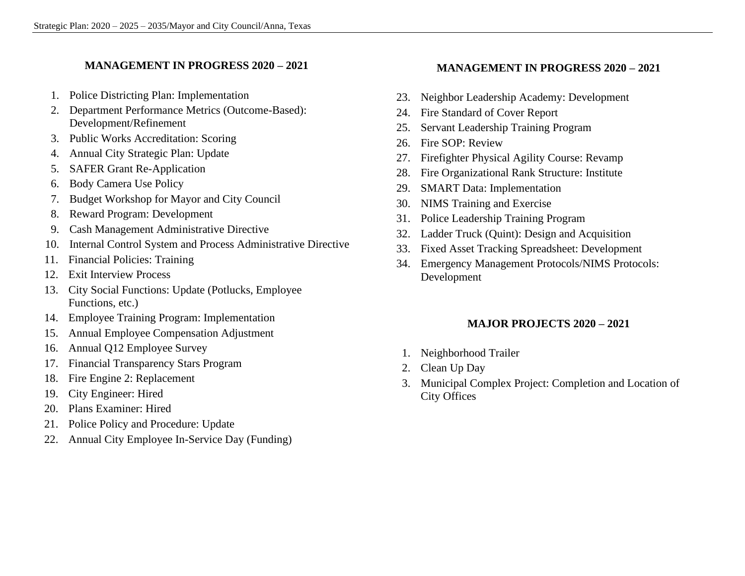## MANAGEMENT IN PROGRESS 2020 – 2021

1. Police Districting Plan: Implementation
2. Department Performance Metrics (Outcome-Based): Development/Refinement
3. Public Works Accreditation: Scoring
4. Annual City Strategic Plan: Update
5. SAFER Grant Re-Application
6. Body Camera Use Policy
7. Budget Workshop for Mayor and City Council
8. Reward Program: Development
9. Cash Management Administrative Directive
10. Internal Control System and Process Administrative Directive
11. Financial Policies: Training
12. Exit Interview Process
13. City Social Functions: Update (Potlucks, Employee Functions, etc.)
14. Employee Training Program: Implementation
15. Annual Employee Compensation Adjustment
16. Annual Q12 Employee Survey
17. Financial Transparency Stars Program
18. Fire Engine 2: Replacement
19. City Engineer: Hired
20. Plans Examiner: Hired
21. Police Policy and Procedure: Update
22. Annual City Employee In-Service Day (Funding)

## MANAGEMENT IN PROGRESS 2020 – 2021

23. Neighbor Leadership Academy: Development
24. Fire Standard of Cover Report
25. Servant Leadership Training Program
26. Fire SOP: Review
27. Firefighter Physical Agility Course: Revamp
28. Fire Organizational Rank Structure: Institute
29. SMART Data: Implementation
30. NIMS Training and Exercise
31. Police Leadership Training Program
32. Ladder Truck (Quint): Design and Acquisition
33. Fixed Asset Tracking Spreadsheet: Development
34. Emergency Management Protocols/NIMS Protocols: Development

## MAJOR PROJECTS 2020 – 2021

1. Neighborhood Trailer
2. Clean Up Day
3. Municipal Complex Project: Completion and Location of City Offices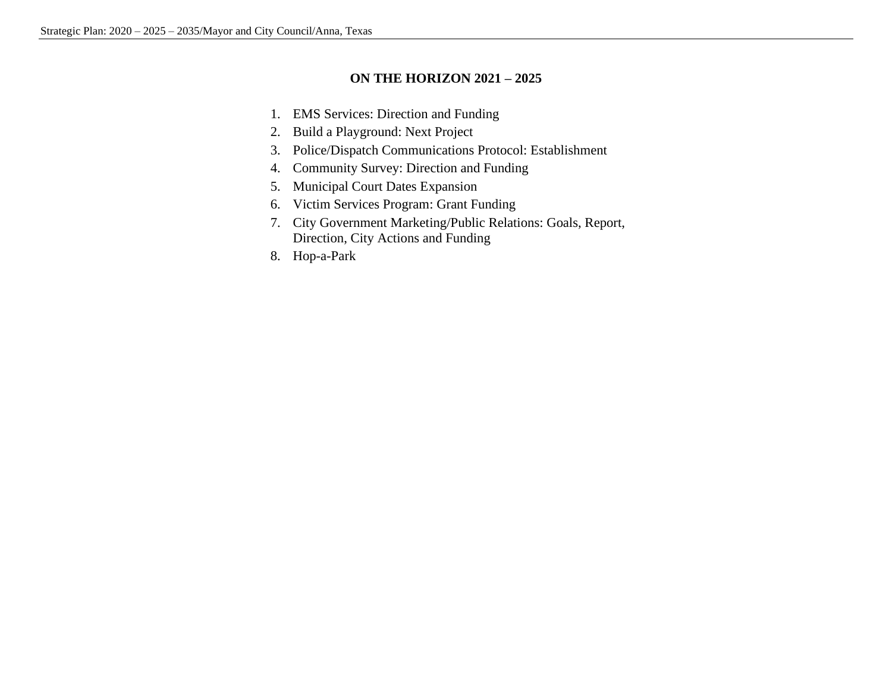## ON THE HORIZON 2021 – 2025

1. EMS Services: Direction and Funding
2. Build a Playground: Next Project
3. Police/Dispatch Communications Protocol: Establishment
4. Community Survey: Direction and Funding
5. Municipal Court Dates Expansion
6. Victim Services Program: Grant Funding
7. City Government Marketing/Public Relations: Goals, Report, Direction, City Actions and Funding
8. Hop-a-Park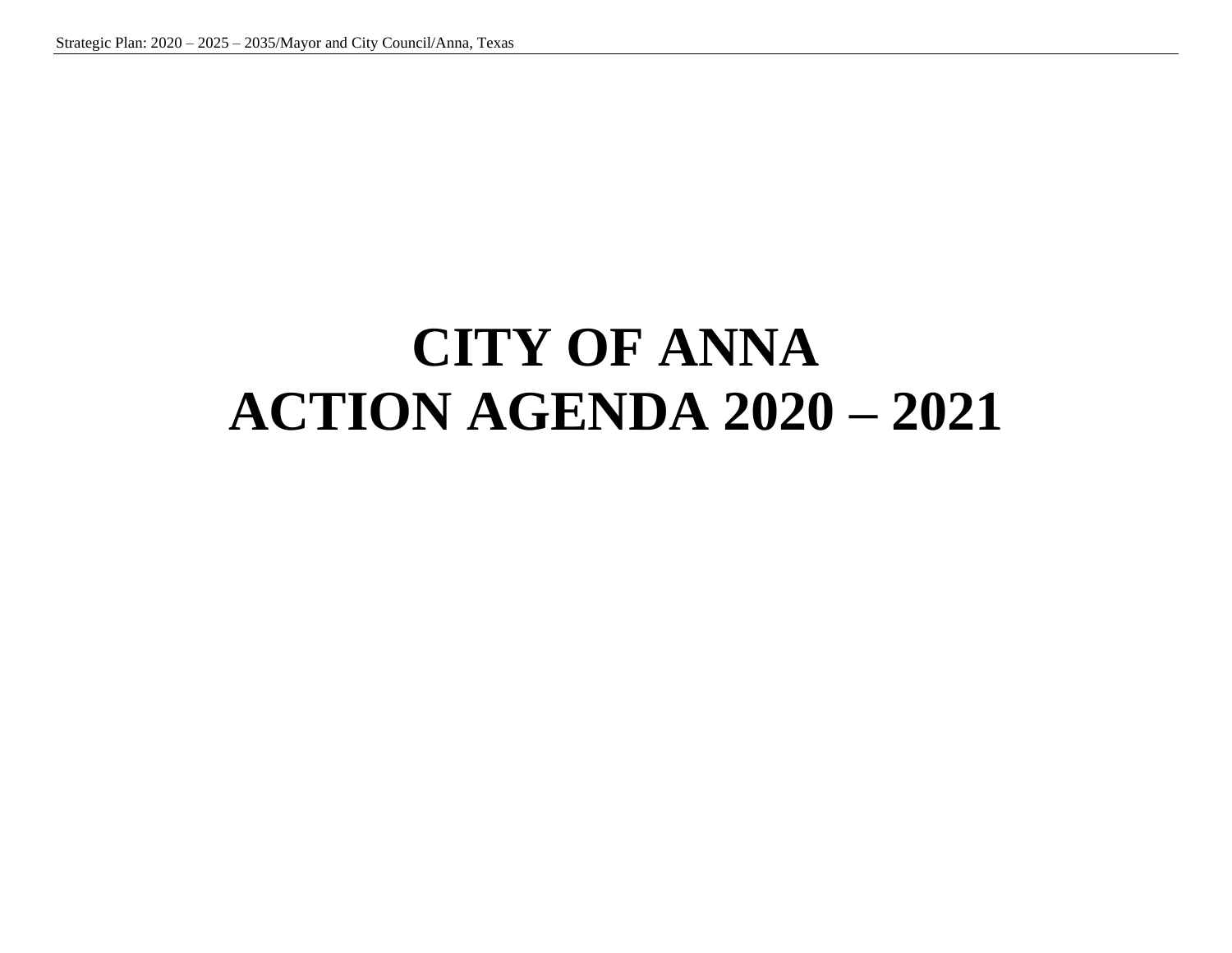# CITY OF ANNA
# ACTION AGENDA 2020 – 2021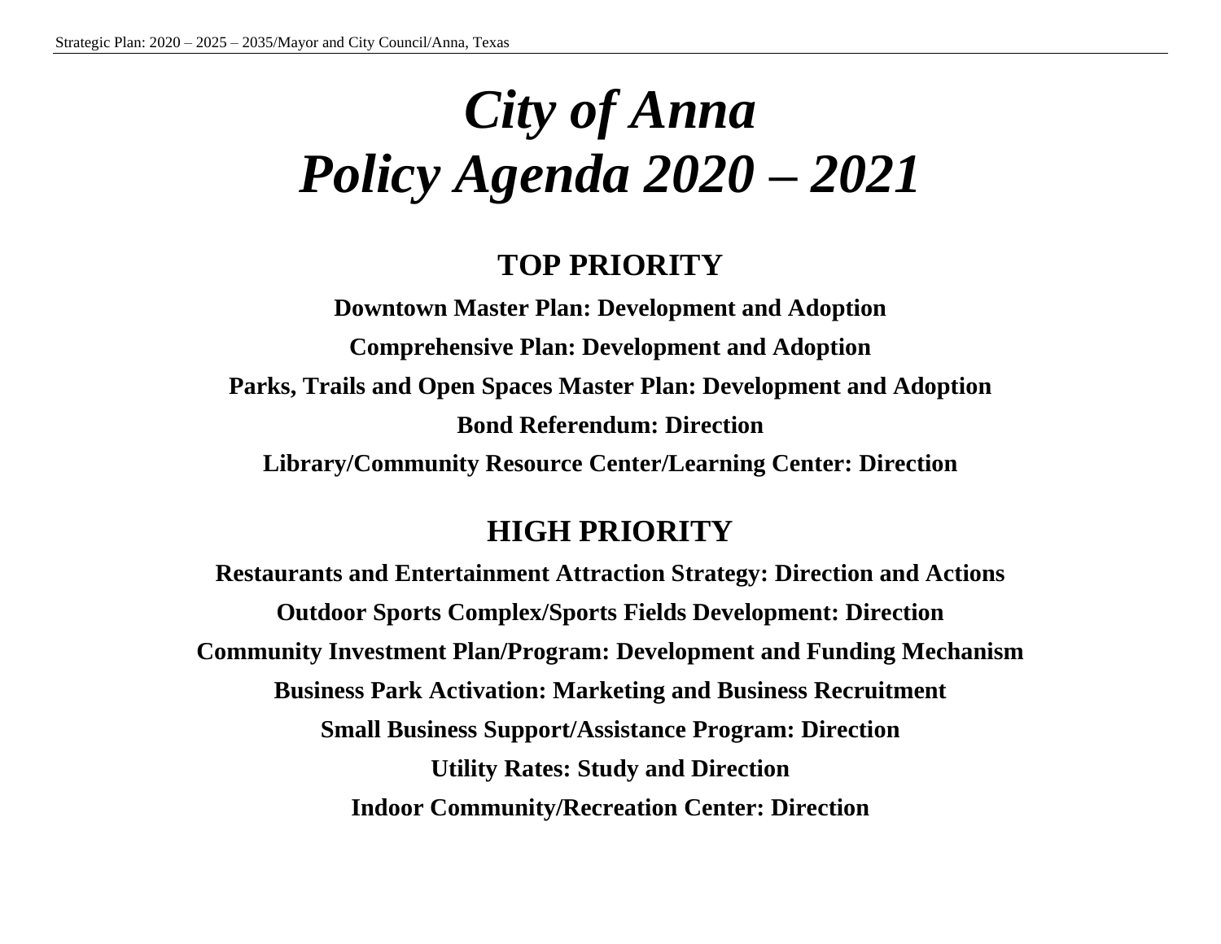# *City of Anna*
# *Policy Agenda 2020 – 2021*

## TOP PRIORITY

**Downtown Master Plan: Development and Adoption**

**Comprehensive Plan: Development and Adoption**

**Parks, Trails and Open Spaces Master Plan: Development and Adoption**

**Bond Referendum: Direction**

**Library/Community Resource Center/Learning Center: Direction**

## HIGH PRIORITY

**Restaurants and Entertainment Attraction Strategy: Direction and Actions**

**Outdoor Sports Complex/Sports Fields Development: Direction**

**Community Investment Plan/Program: Development and Funding Mechanism**

**Business Park Activation: Marketing and Business Recruitment**

**Small Business Support/Assistance Program: Direction**

**Utility Rates: Study and Direction**

**Indoor Community/Recreation Center: Direction**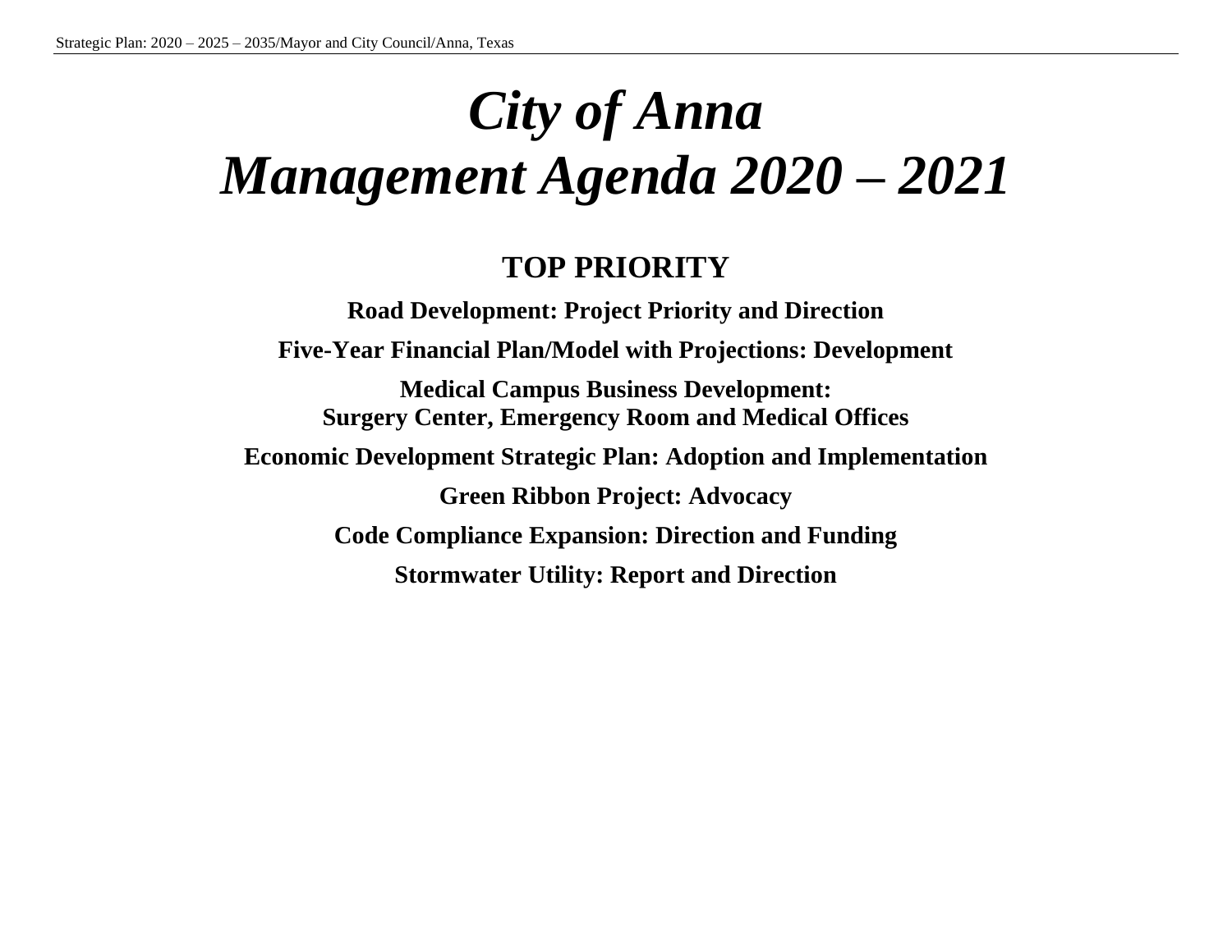# *City of Anna*
# *Management Agenda 2020 – 2021*

## TOP PRIORITY

**Road Development: Project Priority and Direction**

**Five-Year Financial Plan/Model with Projections: Development**

**Medical Campus Business Development:**
**Surgery Center, Emergency Room and Medical Offices**

**Economic Development Strategic Plan: Adoption and Implementation**

**Green Ribbon Project: Advocacy**

**Code Compliance Expansion: Direction and Funding**

**Stormwater Utility: Report and Direction**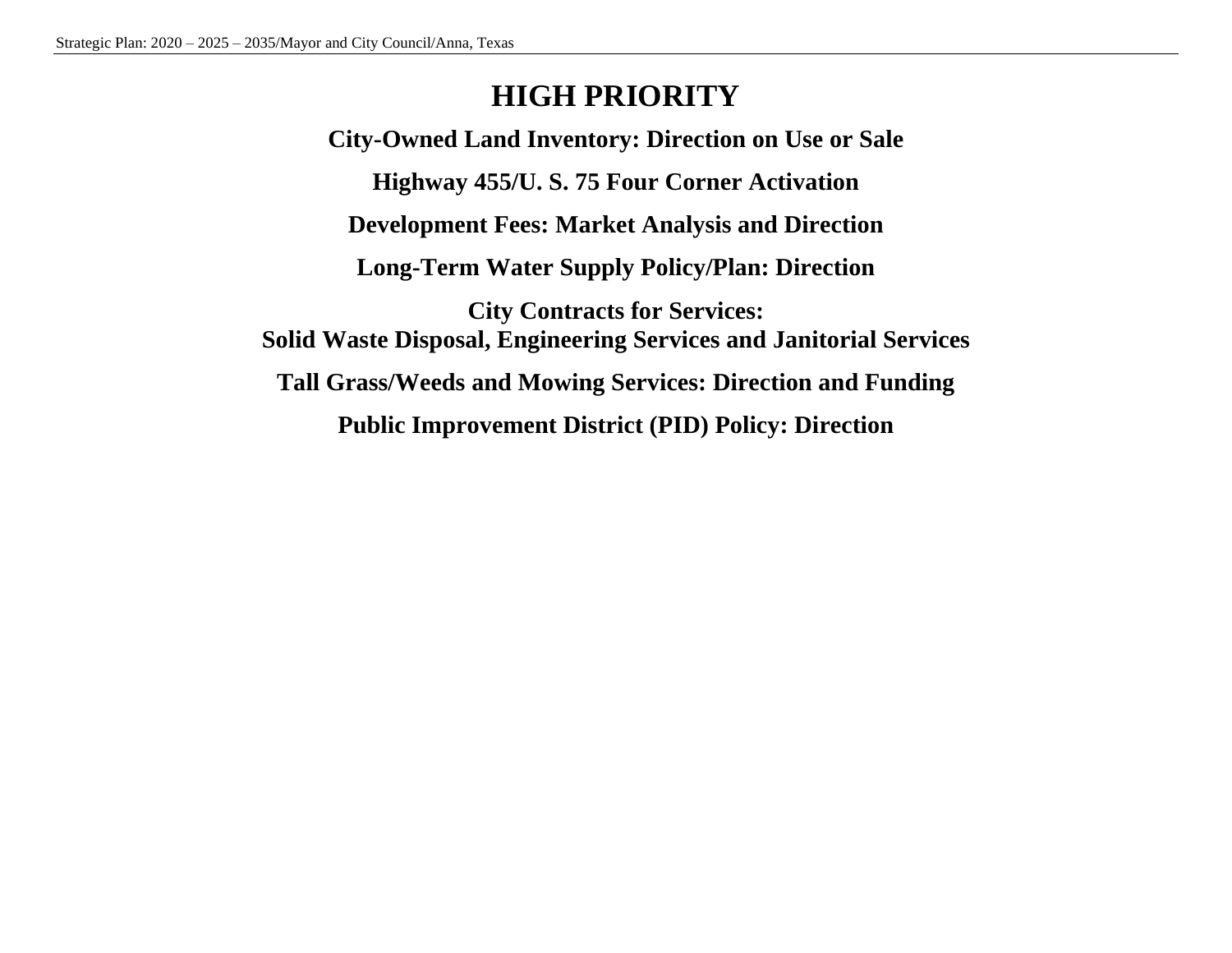# HIGH PRIORITY

**City-Owned Land Inventory: Direction on Use or Sale**

**Highway 455/U. S. 75 Four Corner Activation**

**Development Fees: Market Analysis and Direction**

**Long-Term Water Supply Policy/Plan: Direction**

**City Contracts for Services:**
**Solid Waste Disposal, Engineering Services and Janitorial Services**

**Tall Grass/Weeds and Mowing Services: Direction and Funding**

**Public Improvement District (PID) Policy: Direction**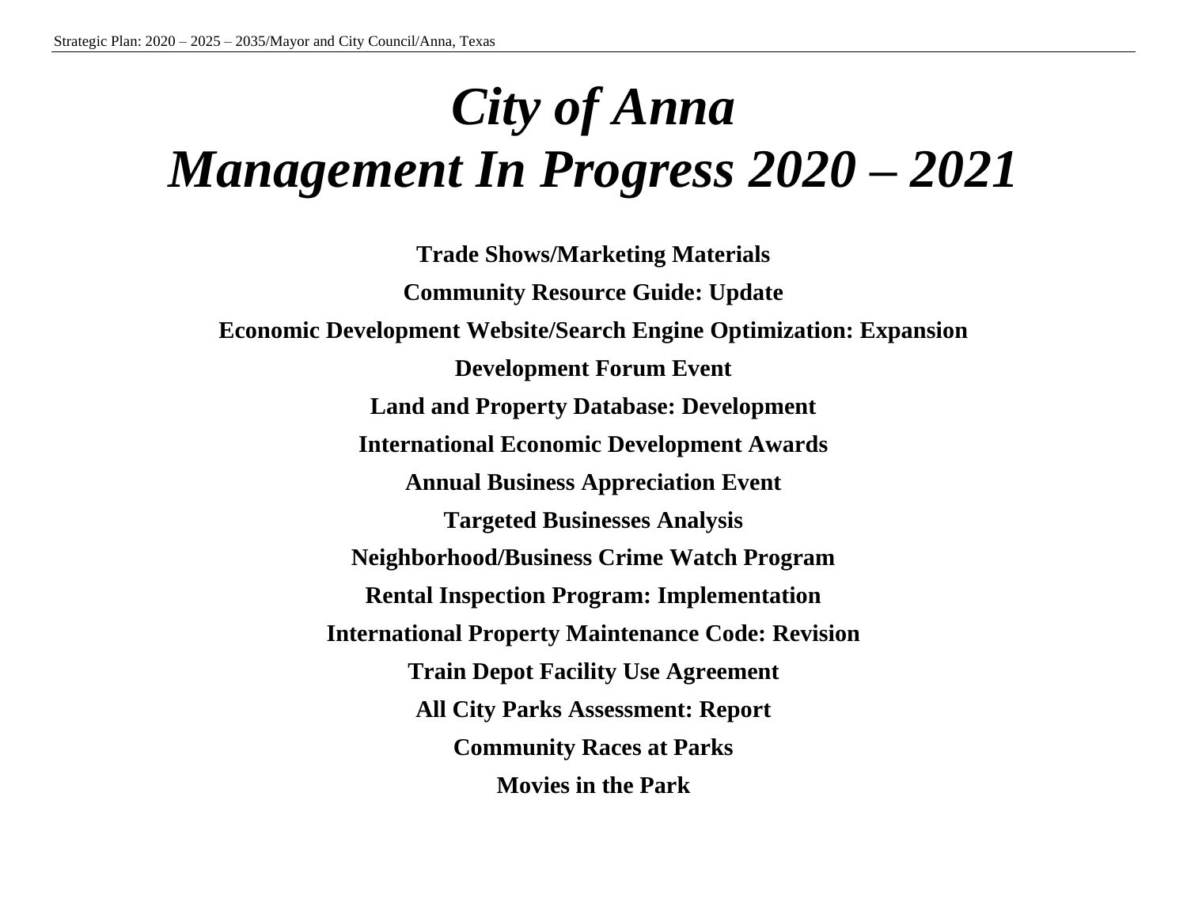# *City of Anna Management In Progress 2020 – 2021*

**Trade Shows/Marketing Materials**

**Community Resource Guide: Update**

**Economic Development Website/Search Engine Optimization: Expansion**

**Development Forum Event**

**Land and Property Database: Development**

**International Economic Development Awards**

**Annual Business Appreciation Event**

**Targeted Businesses Analysis**

**Neighborhood/Business Crime Watch Program**

**Rental Inspection Program: Implementation**

**International Property Maintenance Code: Revision**

**Train Depot Facility Use Agreement**

**All City Parks Assessment: Report**

**Community Races at Parks**

**Movies in the Park**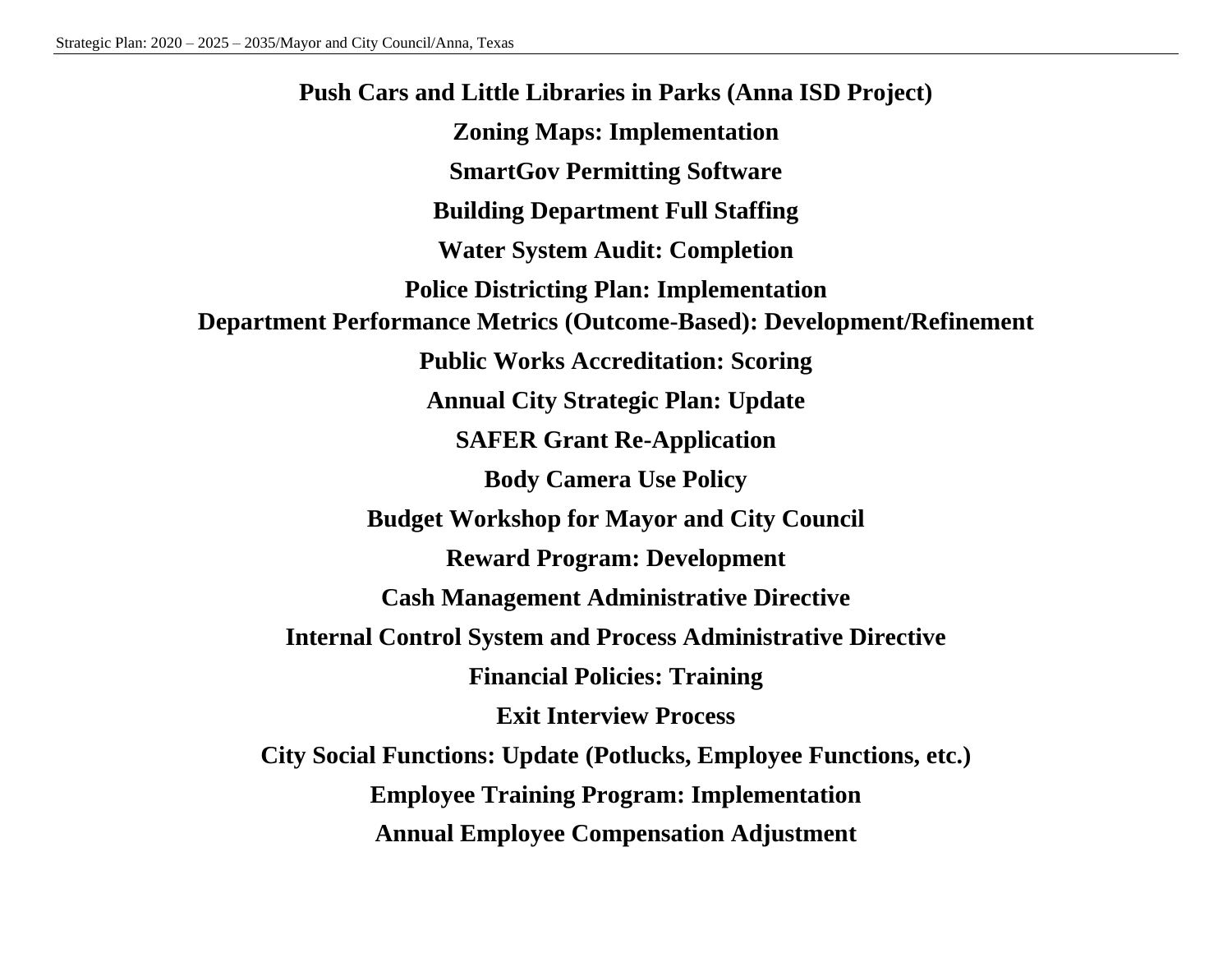**Push Cars and Little Libraries in Parks (Anna ISD Project)**

**Zoning Maps: Implementation**

**SmartGov Permitting Software**

**Building Department Full Staffing**

**Water System Audit: Completion**

**Police Districting Plan: Implementation**

**Department Performance Metrics (Outcome-Based): Development/Refinement**

**Public Works Accreditation: Scoring**

**Annual City Strategic Plan: Update**

**SAFER Grant Re-Application**

**Body Camera Use Policy**

**Budget Workshop for Mayor and City Council**

**Reward Program: Development**

**Cash Management Administrative Directive**

**Internal Control System and Process Administrative Directive**

**Financial Policies: Training**

**Exit Interview Process**

**City Social Functions: Update (Potlucks, Employee Functions, etc.)**

**Employee Training Program: Implementation**

**Annual Employee Compensation Adjustment**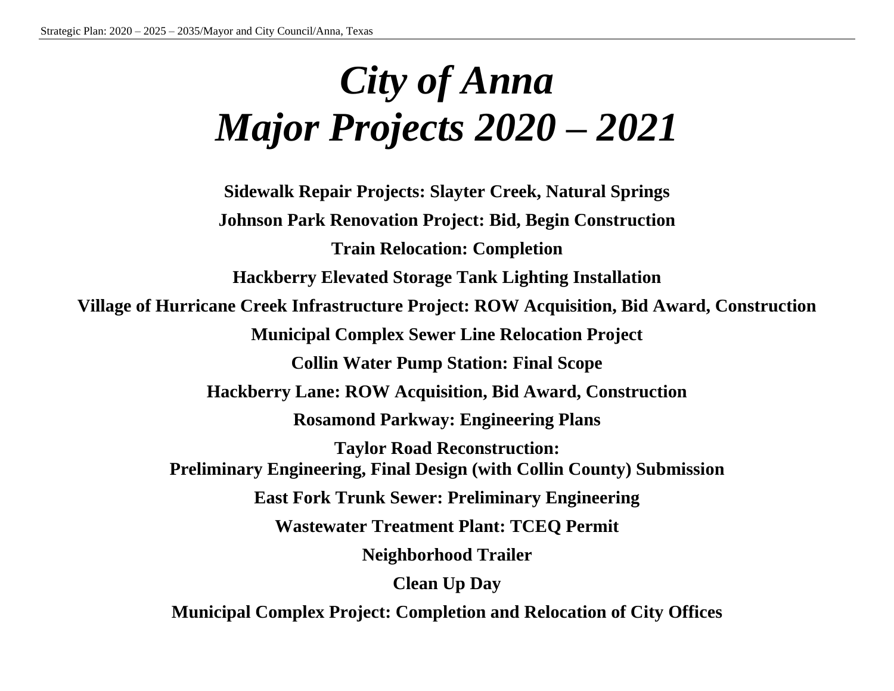# *City of Anna*
# *Major Projects 2020 – 2021*

**Sidewalk Repair Projects: Slayter Creek, Natural Springs**

**Johnson Park Renovation Project: Bid, Begin Construction**

**Train Relocation: Completion**

**Hackberry Elevated Storage Tank Lighting Installation**

**Village of Hurricane Creek Infrastructure Project: ROW Acquisition, Bid Award, Construction**

**Municipal Complex Sewer Line Relocation Project**

**Collin Water Pump Station: Final Scope**

**Hackberry Lane: ROW Acquisition, Bid Award, Construction**

**Rosamond Parkway: Engineering Plans**

**Taylor Road Reconstruction:**
**Preliminary Engineering, Final Design (with Collin County) Submission**

**East Fork Trunk Sewer: Preliminary Engineering**

**Wastewater Treatment Plant: TCEQ Permit**

**Neighborhood Trailer**

**Clean Up Day**

**Municipal Complex Project: Completion and Relocation of City Offices**